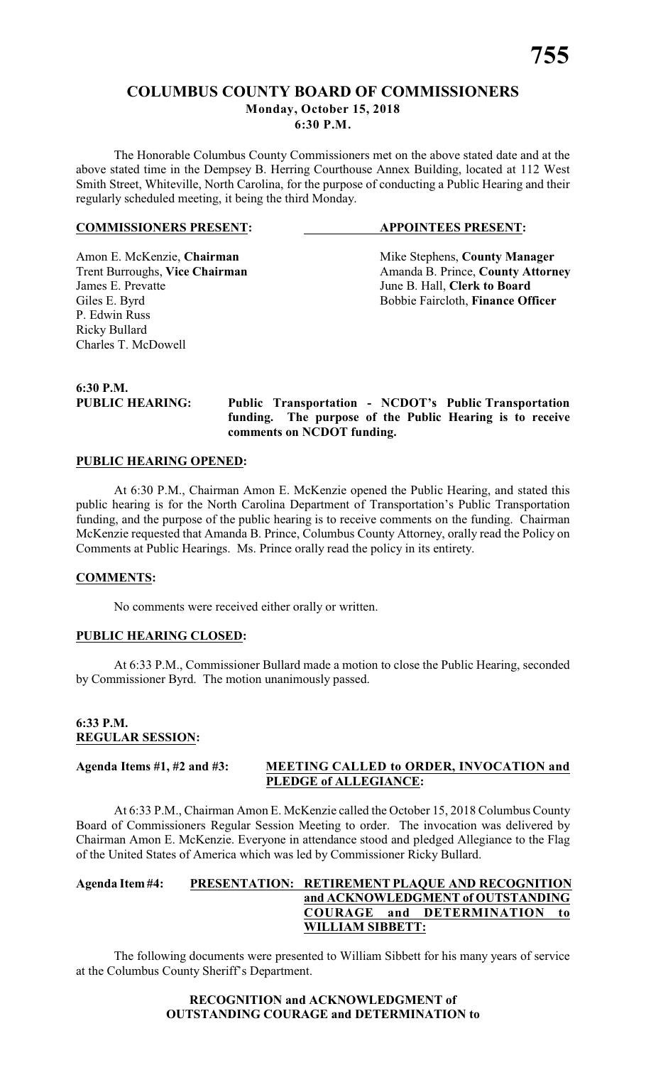# COLUMBUS COUNTY BOARD OF COMMISSIONERS

**Monday, October 15, 2018**
**6:30 P.M.**

The Honorable Columbus County Commissioners met on the above stated date and at the above stated time in the Dempsey B. Herring Courthouse Annex Building, located at 112 West Smith Street, Whiteville, North Carolina, for the purpose of conducting a Public Hearing and their regularly scheduled meeting, it being the third Monday.

| **COMMISSIONERS PRESENT:** | **APPOINTEES PRESENT:** |
|---|---|
| Amon E. McKenzie, **Chairman** | Mike Stephens, **County Manager** |
| Trent Burroughs, **Vice Chairman** | Amanda B. Prince, **County Attorney** |
| James E. Prevatte | June B. Hall, **Clerk to Board** |
| Giles E. Byrd | Bobbie Faircloth, **Finance Officer** |
| P. Edwin Russ | |
| Ricky Bullard | |
| Charles T. McDowell | |

**6:30 P.M.**
**PUBLIC HEARING: Public Transportation - NCDOT's Public Transportation funding. The purpose of the Public Hearing is to receive comments on NCDOT funding.**

**PUBLIC HEARING OPENED:**

At 6:30 P.M., Chairman Amon E. McKenzie opened the Public Hearing, and stated this public hearing is for the North Carolina Department of Transportation's Public Transportation funding, and the purpose of the public hearing is to receive comments on the funding. Chairman McKenzie requested that Amanda B. Prince, Columbus County Attorney, orally read the Policy on Comments at Public Hearings. Ms. Prince orally read the policy in its entirety.

**COMMENTS:**

No comments were received either orally or written.

**PUBLIC HEARING CLOSED:**

At 6:33 P.M., Commissioner Bullard made a motion to close the Public Hearing, seconded by Commissioner Byrd. The motion unanimously passed.

**6:33 P.M.**
**REGULAR SESSION:**

**Agenda Items #1, #2 and #3: MEETING CALLED to ORDER, INVOCATION and PLEDGE of ALLEGIANCE:**

At 6:33 P.M., Chairman Amon E. McKenzie called the October 15, 2018 Columbus County Board of Commissioners Regular Session Meeting to order. The invocation was delivered by Chairman Amon E. McKenzie. Everyone in attendance stood and pledged Allegiance to the Flag of the United States of America which was led by Commissioner Ricky Bullard.

**Agenda Item #4: PRESENTATION: RETIREMENT PLAQUE AND RECOGNITION and ACKNOWLEDGMENT of OUTSTANDING COURAGE and DETERMINATION to WILLIAM SIBBETT:**

The following documents were presented to William Sibbett for his many years of service at the Columbus County Sheriff's Department.

**RECOGNITION and ACKNOWLEDGMENT of OUTSTANDING COURAGE and DETERMINATION to**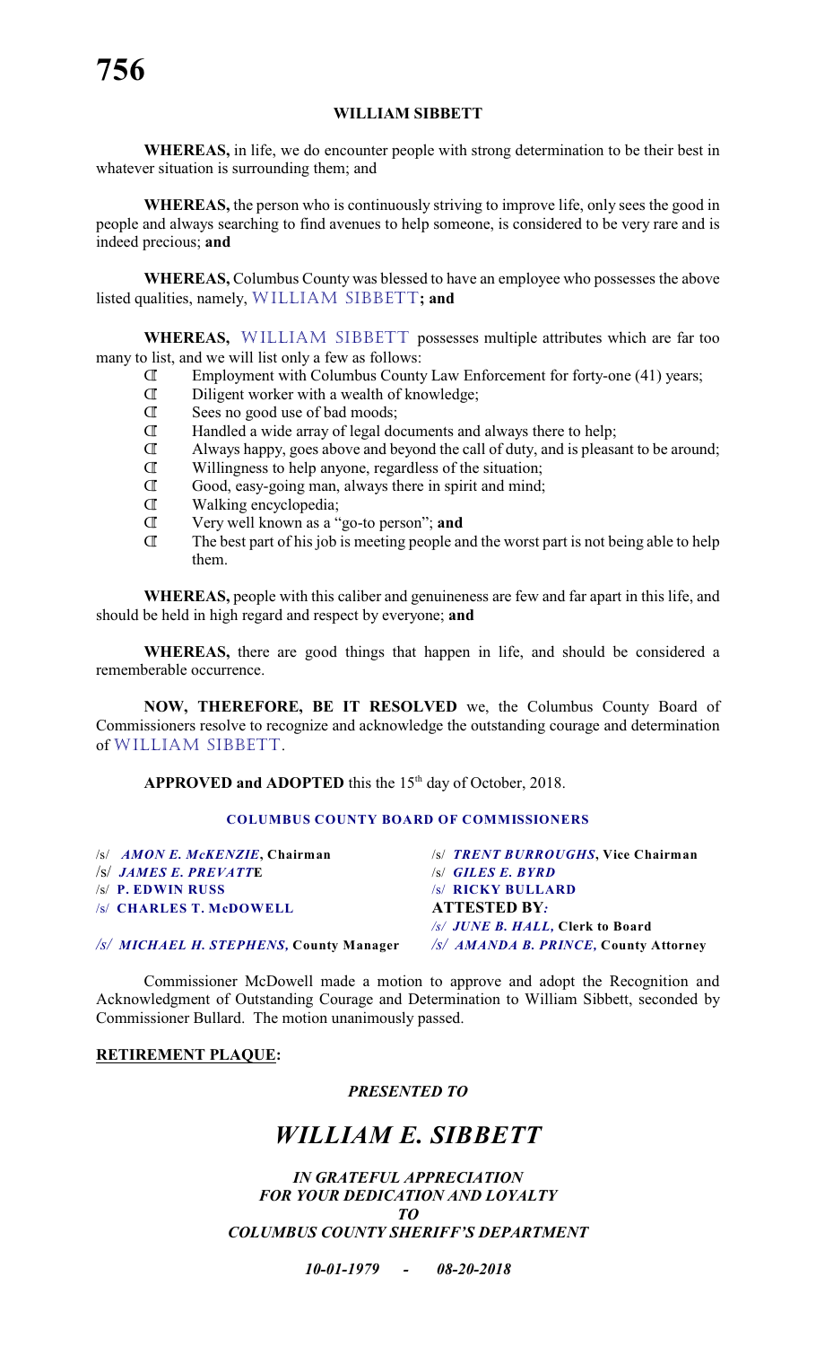## WILLIAM SIBBETT

**WHEREAS,** in life, we do encounter people with strong determination to be their best in whatever situation is surrounding them; and

**WHEREAS,** the person who is continuously striving to improve life, only sees the good in people and always searching to find avenues to help someone, is considered to be very rare and is indeed precious; **and**

**WHEREAS,** Columbus County was blessed to have an employee who possesses the above listed qualities, namely, WILLIAM SIBBETT**; and**

**WHEREAS,** WILLIAM SIBBETT possesses multiple attributes which are far too many to list, and we will list only a few as follows:

- Employment with Columbus County Law Enforcement for forty-one (41) years;
- Diligent worker with a wealth of knowledge;
- Sees no good use of bad moods;
- Handled a wide array of legal documents and always there to help;
- Always happy, goes above and beyond the call of duty, and is pleasant to be around;
- Willingness to help anyone, regardless of the situation;
- Good, easy-going man, always there in spirit and mind;
- Walking encyclopedia;
- Very well known as a "go-to person"; **and**
- The best part of his job is meeting people and the worst part is not being able to help them.

**WHEREAS,** people with this caliber and genuineness are few and far apart in this life, and should be held in high regard and respect by everyone; **and**

**WHEREAS,** there are good things that happen in life, and should be considered a rememberable occurrence.

**NOW, THEREFORE, BE IT RESOLVED** we, the Columbus County Board of Commissioners resolve to recognize and acknowledge the outstanding courage and determination of WILLIAM SIBBETT.

**APPROVED and ADOPTED** this the 15th day of October, 2018.

**COLUMBUS COUNTY BOARD OF COMMISSIONERS**

/s/ ***AMON E. McKENZIE*, Chairman**
/s/ ***JAMES E. PREVATTE***
/s/ **P. EDWIN RUSS**
/s/ **CHARLES T. McDOWELL**

/s/ ***TRENT BURROUGHS*, Vice Chairman**
/s/ ***GILES E. BYRD***
/s/ **RICKY BULLARD**
**ATTESTED BY:**
/s/ ***JUNE B. HALL*, Clerk to Board**

/s/ ***MICHAEL H. STEPHENS*, County Manager**
/s/ ***AMANDA B. PRINCE*, County Attorney**

Commissioner McDowell made a motion to approve and adopt the Recognition and Acknowledgment of Outstanding Courage and Determination to William Sibbett, seconded by Commissioner Bullard. The motion unanimously passed.

**RETIREMENT PLAQUE:**

***PRESENTED TO***

# *WILLIAM E. SIBBETT*

***IN GRATEFUL APPRECIATION***
***FOR YOUR DEDICATION AND LOYALTY***
***TO***
***COLUMBUS COUNTY SHERIFF'S DEPARTMENT***

***10-01-1979 - 08-20-2018***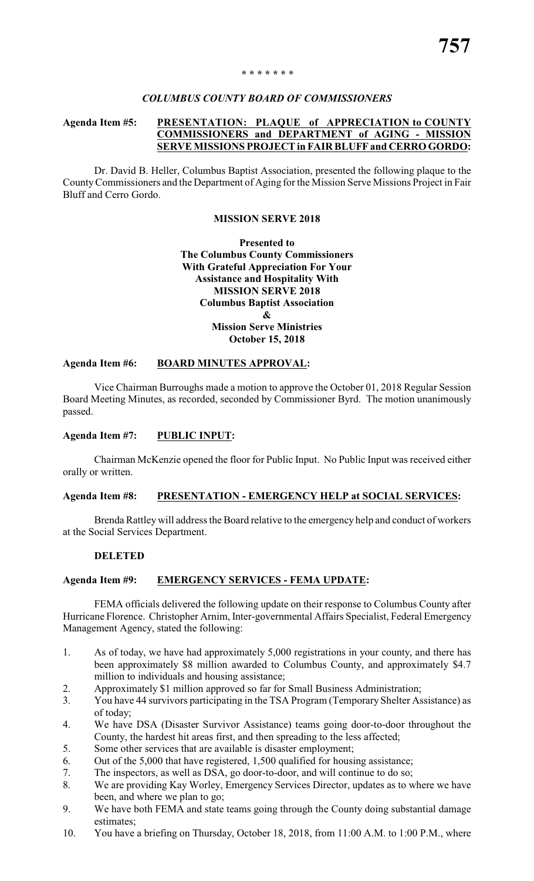\* \* \* \* \* \* \*

*COLUMBUS COUNTY BOARD OF COMMISSIONERS*

**Agenda Item #5: PRESENTATION: PLAQUE of APPRECIATION to COUNTY COMMISSIONERS and DEPARTMENT of AGING - MISSION SERVE MISSIONS PROJECT in FAIR BLUFF and CERRO GORDO:**

Dr. David B. Heller, Columbus Baptist Association, presented the following plaque to the County Commissioners and the Department of Aging for the Mission Serve Missions Project in Fair Bluff and Cerro Gordo.

**MISSION SERVE 2018**

**Presented to**
**The Columbus County Commissioners**
**With Grateful Appreciation For Your**
**Assistance and Hospitality With**
**MISSION SERVE 2018**
**Columbus Baptist Association**
**&**
**Mission Serve Ministries**
**October 15, 2018**

**Agenda Item #6: BOARD MINUTES APPROVAL:**

Vice Chairman Burroughs made a motion to approve the October 01, 2018 Regular Session Board Meeting Minutes, as recorded, seconded by Commissioner Byrd. The motion unanimously passed.

**Agenda Item #7: PUBLIC INPUT:**

Chairman McKenzie opened the floor for Public Input. No Public Input was received either orally or written.

**Agenda Item #8: PRESENTATION - EMERGENCY HELP at SOCIAL SERVICES:**

Brenda Rattley will address the Board relative to the emergency help and conduct of workers at the Social Services Department.

**DELETED**

**Agenda Item #9: EMERGENCY SERVICES - FEMA UPDATE:**

FEMA officials delivered the following update on their response to Columbus County after Hurricane Florence. Christopher Arnim, Inter-governmental Affairs Specialist, Federal Emergency Management Agency, stated the following:

1. As of today, we have had approximately 5,000 registrations in your county, and there has been approximately $8 million awarded to Columbus County, and approximately $4.7 million to individuals and housing assistance;
2. Approximately $1 million approved so far for Small Business Administration;
3. You have 44 survivors participating in the TSA Program (Temporary Shelter Assistance) as of today;
4. We have DSA (Disaster Survivor Assistance) teams going door-to-door throughout the County, the hardest hit areas first, and then spreading to the less affected;
5. Some other services that are available is disaster employment;
6. Out of the 5,000 that have registered, 1,500 qualified for housing assistance;
7. The inspectors, as well as DSA, go door-to-door, and will continue to do so;
8. We are providing Kay Worley, Emergency Services Director, updates as to where we have been, and where we plan to go;
9. We have both FEMA and state teams going through the County doing substantial damage estimates;
10. You have a briefing on Thursday, October 18, 2018, from 11:00 A.M. to 1:00 P.M., where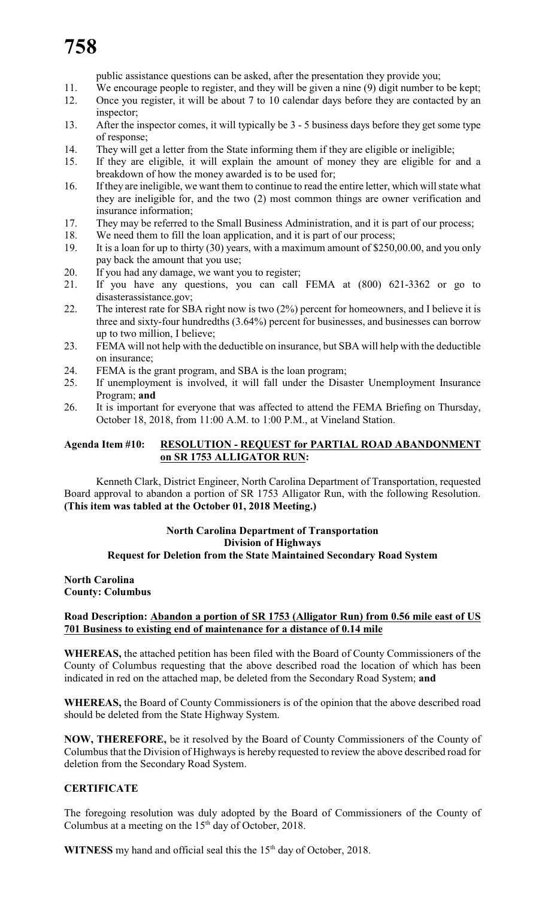public assistance questions can be asked, after the presentation they provide you;

11. We encourage people to register, and they will be given a nine (9) digit number to be kept;
12. Once you register, it will be about 7 to 10 calendar days before they are contacted by an inspector;
13. After the inspector comes, it will typically be 3 - 5 business days before they get some type of response;
14. They will get a letter from the State informing them if they are eligible or ineligible;
15. If they are eligible, it will explain the amount of money they are eligible for and a breakdown of how the money awarded is to be used for;
16. If they are ineligible, we want them to continue to read the entire letter, which will state what they are ineligible for, and the two (2) most common things are owner verification and insurance information;
17. They may be referred to the Small Business Administration, and it is part of our process;
18. We need them to fill the loan application, and it is part of our process;
19. It is a loan for up to thirty (30) years, with a maximum amount of $250,00.00, and you only pay back the amount that you use;
20. If you had any damage, we want you to register;
21. If you have any questions, you can call FEMA at (800) 621-3362 or go to disasterassistance.gov;
22. The interest rate for SBA right now is two (2%) percent for homeowners, and I believe it is three and sixty-four hundredths (3.64%) percent for businesses, and businesses can borrow up to two million, I believe;
23. FEMA will not help with the deductible on insurance, but SBA will help with the deductible on insurance;
24. FEMA is the grant program, and SBA is the loan program;
25. If unemployment is involved, it will fall under the Disaster Unemployment Insurance Program; **and**
26. It is important for everyone that was affected to attend the FEMA Briefing on Thursday, October 18, 2018, from 11:00 A.M. to 1:00 P.M., at Vineland Station.

**Agenda Item #10: RESOLUTION - REQUEST for PARTIAL ROAD ABANDONMENT on SR 1753 ALLIGATOR RUN:**

Kenneth Clark, District Engineer, North Carolina Department of Transportation, requested Board approval to abandon a portion of SR 1753 Alligator Run, with the following Resolution. **(This item was tabled at the October 01, 2018 Meeting.)**

**North Carolina Department of Transportation**
**Division of Highways**
**Request for Deletion from the State Maintained Secondary Road System**

**North Carolina**
**County: Columbus**

**Road Description: Abandon a portion of SR 1753 (Alligator Run) from 0.56 mile east of US 701 Business to existing end of maintenance for a distance of 0.14 mile**

**WHEREAS,** the attached petition has been filed with the Board of County Commissioners of the County of Columbus requesting that the above described road the location of which has been indicated in red on the attached map, be deleted from the Secondary Road System; **and**

**WHEREAS,** the Board of County Commissioners is of the opinion that the above described road should be deleted from the State Highway System.

**NOW, THEREFORE,** be it resolved by the Board of County Commissioners of the County of Columbus that the Division of Highways is hereby requested to review the above described road for deletion from the Secondary Road System.

**CERTIFICATE**

The foregoing resolution was duly adopted by the Board of Commissioners of the County of Columbus at a meeting on the 15th day of October, 2018.

**WITNESS** my hand and official seal this the 15th day of October, 2018.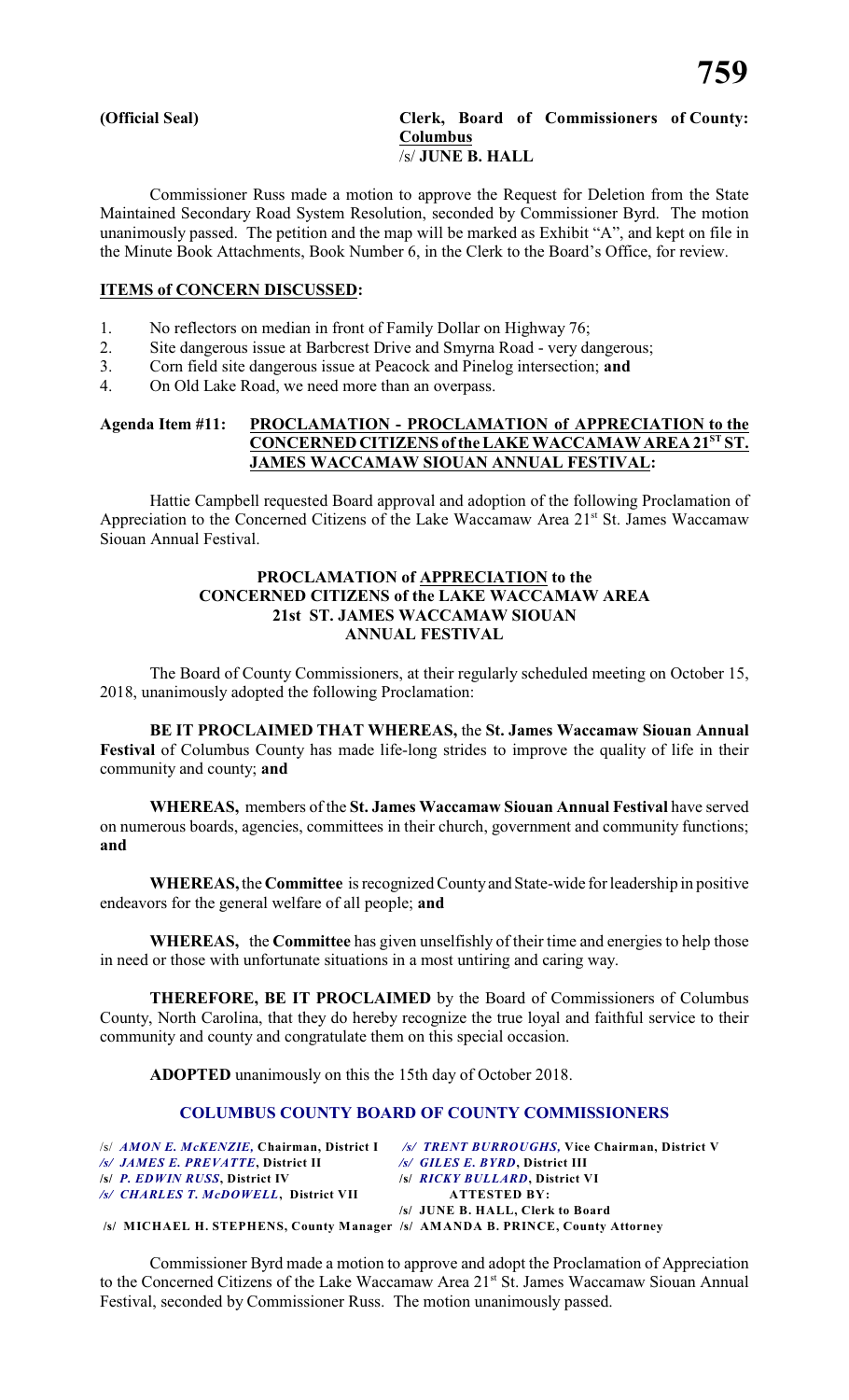**(Official Seal)** **Clerk, Board of Commissioners of County: Columbus**
/s/ **JUNE B. HALL**

Commissioner Russ made a motion to approve the Request for Deletion from the State Maintained Secondary Road System Resolution, seconded by Commissioner Byrd. The motion unanimously passed. The petition and the map will be marked as Exhibit "A", and kept on file in the Minute Book Attachments, Book Number 6, in the Clerk to the Board's Office, for review.

**ITEMS of CONCERN DISCUSSED:**

1. No reflectors on median in front of Family Dollar on Highway 76;
2. Site dangerous issue at Barbcrest Drive and Smyrna Road - very dangerous;
3. Corn field site dangerous issue at Peacock and Pinelog intersection; **and**
4. On Old Lake Road, we need more than an overpass.

**Agenda Item #11: PROCLAMATION - PROCLAMATION of APPRECIATION to the CONCERNED CITIZENS of the LAKE WACCAMAW AREA 21ST ST. JAMES WACCAMAW SIOUAN ANNUAL FESTIVAL:**

Hattie Campbell requested Board approval and adoption of the following Proclamation of Appreciation to the Concerned Citizens of the Lake Waccamaw Area 21st St. James Waccamaw Siouan Annual Festival.

**PROCLAMATION of APPRECIATION to the CONCERNED CITIZENS of the LAKE WACCAMAW AREA 21st ST. JAMES WACCAMAW SIOUAN ANNUAL FESTIVAL**

The Board of County Commissioners, at their regularly scheduled meeting on October 15, 2018, unanimously adopted the following Proclamation:

**BE IT PROCLAIMED THAT WHEREAS,** the **St. James Waccamaw Siouan Annual Festival** of Columbus County has made life-long strides to improve the quality of life in their community and county; **and**

**WHEREAS,** members of the **St. James Waccamaw Siouan Annual Festival** have served on numerous boards, agencies, committees in their church, government and community functions; **and**

**WHEREAS,** the **Committee** is recognized County and State-wide for leadership in positive endeavors for the general welfare of all people; **and**

**WHEREAS,** the **Committee** has given unselfishly of their time and energies to help those in need or those with unfortunate situations in a most untiring and caring way.

**THEREFORE, BE IT PROCLAIMED** by the Board of Commissioners of Columbus County, North Carolina, that they do hereby recognize the true loyal and faithful service to their community and county and congratulate them on this special occasion.

**ADOPTED** unanimously on this the 15th day of October 2018.

**COLUMBUS COUNTY BOARD OF COUNTY COMMISSIONERS**

/s/ ***AMON E. McKENZIE,*** **Chairman, District I** — ***/s/ TRENT BURROUGHS,*** **Vice Chairman, District V**
***/s/ JAMES E. PREVATTE*****, District II** — ***/s/ GILES E. BYRD*****, District III**
**/s/ *P. EDWIN RUSS*, District IV** — **/s/ *RICKY BULLARD*, District VI**
***/s/ CHARLES T. McDOWELL*****, District VII** — **ATTESTED BY:**
**/s/ JUNE B. HALL, Clerk to Board**
**/s/ MICHAEL H. STEPHENS, County Manager /s/ AMANDA B. PRINCE, County Attorney**

Commissioner Byrd made a motion to approve and adopt the Proclamation of Appreciation to the Concerned Citizens of the Lake Waccamaw Area 21st St. James Waccamaw Siouan Annual Festival, seconded by Commissioner Russ. The motion unanimously passed.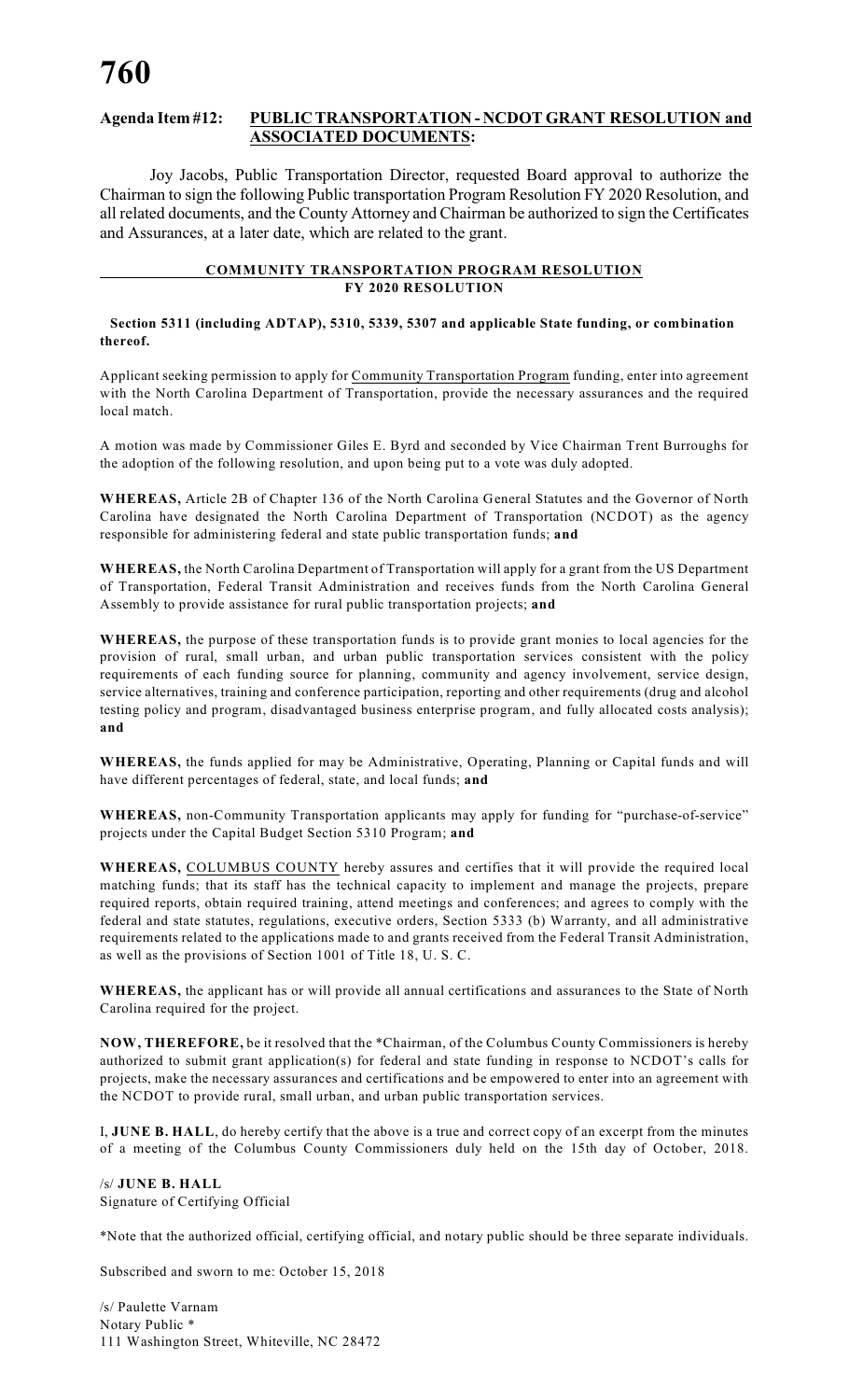**Agenda Item #12: PUBLIC TRANSPORTATION - NCDOT GRANT RESOLUTION and ASSOCIATED DOCUMENTS:**

Joy Jacobs, Public Transportation Director, requested Board approval to authorize the Chairman to sign the following Public transportation Program Resolution FY 2020 Resolution, and all related documents, and the County Attorney and Chairman be authorized to sign the Certificates and Assurances, at a later date, which are related to the grant.

**COMMUNITY TRANSPORTATION PROGRAM RESOLUTION**
**FY 2020 RESOLUTION**

**Section 5311 (including ADTAP), 5310, 5339, 5307 and applicable State funding, or combination thereof.**

Applicant seeking permission to apply for Community Transportation Program funding, enter into agreement with the North Carolina Department of Transportation, provide the necessary assurances and the required local match.

A motion was made by Commissioner Giles E. Byrd and seconded by Vice Chairman Trent Burroughs for the adoption of the following resolution, and upon being put to a vote was duly adopted.

**WHEREAS,** Article 2B of Chapter 136 of the North Carolina General Statutes and the Governor of North Carolina have designated the North Carolina Department of Transportation (NCDOT) as the agency responsible for administering federal and state public transportation funds; **and**

**WHEREAS,** the North Carolina Department of Transportation will apply for a grant from the US Department of Transportation, Federal Transit Administration and receives funds from the North Carolina General Assembly to provide assistance for rural public transportation projects; **and**

**WHEREAS,** the purpose of these transportation funds is to provide grant monies to local agencies for the provision of rural, small urban, and urban public transportation services consistent with the policy requirements of each funding source for planning, community and agency involvement, service design, service alternatives, training and conference participation, reporting and other requirements (drug and alcohol testing policy and program, disadvantaged business enterprise program, and fully allocated costs analysis); **and**

**WHEREAS,** the funds applied for may be Administrative, Operating, Planning or Capital funds and will have different percentages of federal, state, and local funds; **and**

**WHEREAS,** non-Community Transportation applicants may apply for funding for "purchase-of-service" projects under the Capital Budget Section 5310 Program; **and**

**WHEREAS,** COLUMBUS COUNTY hereby assures and certifies that it will provide the required local matching funds; that its staff has the technical capacity to implement and manage the projects, prepare required reports, obtain required training, attend meetings and conferences; and agrees to comply with the federal and state statutes, regulations, executive orders, Section 5333 (b) Warranty, and all administrative requirements related to the applications made to and grants received from the Federal Transit Administration, as well as the provisions of Section 1001 of Title 18, U. S. C.

**WHEREAS,** the applicant has or will provide all annual certifications and assurances to the State of North Carolina required for the project.

**NOW, THEREFORE,** be it resolved that the *Chairman, of the Columbus County Commissioners is hereby authorized to submit grant application(s) for federal and state funding in response to NCDOT's calls for projects, make the necessary assurances and certifications and be empowered to enter into an agreement with the NCDOT to provide rural, small urban, and urban public transportation services.

I, **JUNE B. HALL**, do hereby certify that the above is a true and correct copy of an excerpt from the minutes of a meeting of the Columbus County Commissioners duly held on the 15th day of October, 2018.

/s/ **JUNE B. HALL**
Signature of Certifying Official

*Note that the authorized official, certifying official, and notary public should be three separate individuals.

Subscribed and sworn to me: October 15, 2018

/s/ Paulette Varnam
Notary Public *
111 Washington Street, Whiteville, NC 28472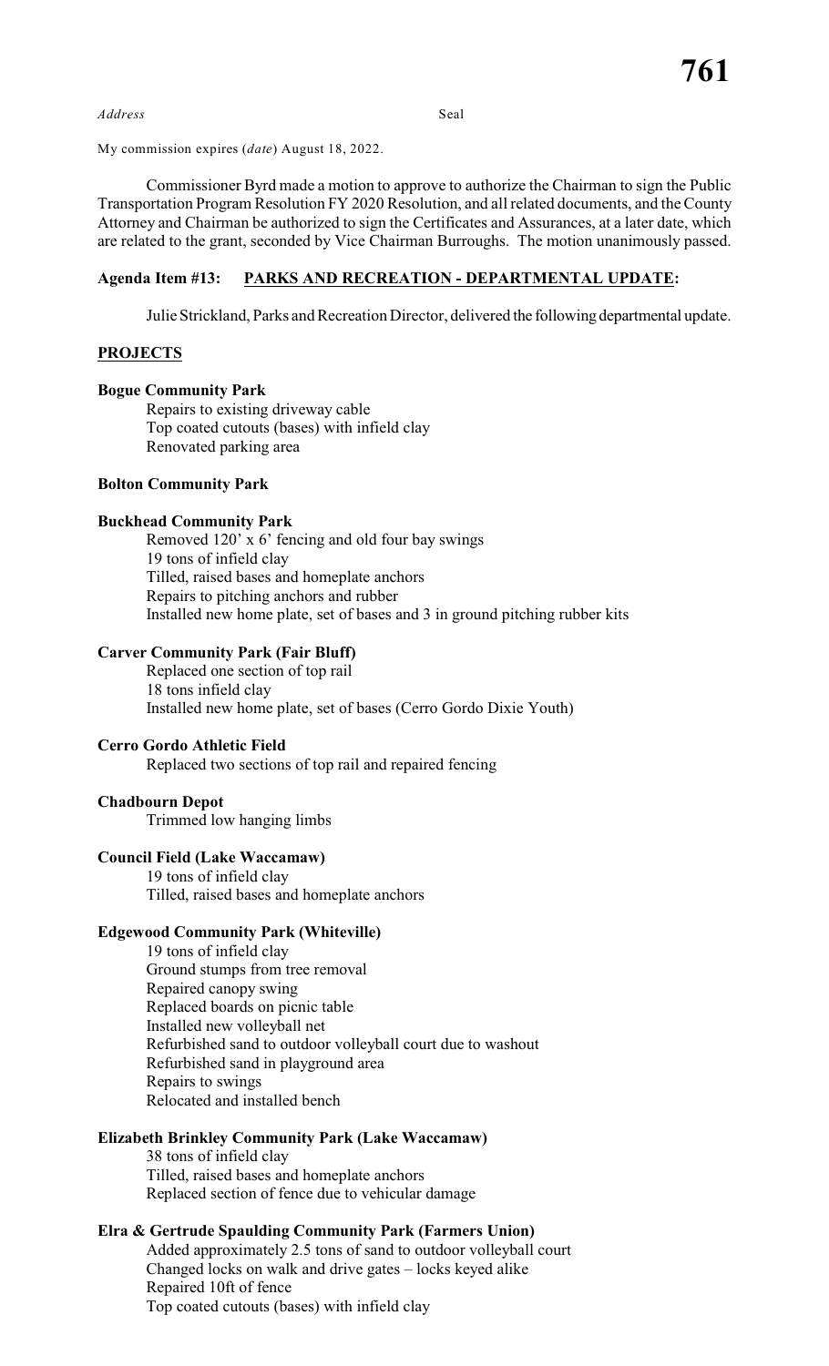*Address* Seal

My commission expires (*date*) August 18, 2022.

Commissioner Byrd made a motion to approve to authorize the Chairman to sign the Public Transportation Program Resolution FY 2020 Resolution, and all related documents, and the County Attorney and Chairman be authorized to sign the Certificates and Assurances, at a later date, which are related to the grant, seconded by Vice Chairman Burroughs. The motion unanimously passed.

**Agenda Item #13: PARKS AND RECREATION - DEPARTMENTAL UPDATE:**

Julie Strickland, Parks and Recreation Director, delivered the following departmental update.

**PROJECTS**

**Bogue Community Park**

Repairs to existing driveway cable
Top coated cutouts (bases) with infield clay
Renovated parking area

**Bolton Community Park**

**Buckhead Community Park**

Removed 120' x 6' fencing and old four bay swings
19 tons of infield clay
Tilled, raised bases and homeplate anchors
Repairs to pitching anchors and rubber
Installed new home plate, set of bases and 3 in ground pitching rubber kits

**Carver Community Park (Fair Bluff)**

Replaced one section of top rail
18 tons infield clay
Installed new home plate, set of bases (Cerro Gordo Dixie Youth)

**Cerro Gordo Athletic Field**

Replaced two sections of top rail and repaired fencing

**Chadbourn Depot**

Trimmed low hanging limbs

**Council Field (Lake Waccamaw)**

19 tons of infield clay
Tilled, raised bases and homeplate anchors

**Edgewood Community Park (Whiteville)**

19 tons of infield clay
Ground stumps from tree removal
Repaired canopy swing
Replaced boards on picnic table
Installed new volleyball net
Refurbished sand to outdoor volleyball court due to washout
Refurbished sand in playground area
Repairs to swings
Relocated and installed bench

**Elizabeth Brinkley Community Park (Lake Waccamaw)**

38 tons of infield clay
Tilled, raised bases and homeplate anchors
Replaced section of fence due to vehicular damage

**Elra & Gertrude Spaulding Community Park (Farmers Union)**

Added approximately 2.5 tons of sand to outdoor volleyball court
Changed locks on walk and drive gates – locks keyed alike
Repaired 10ft of fence
Top coated cutouts (bases) with infield clay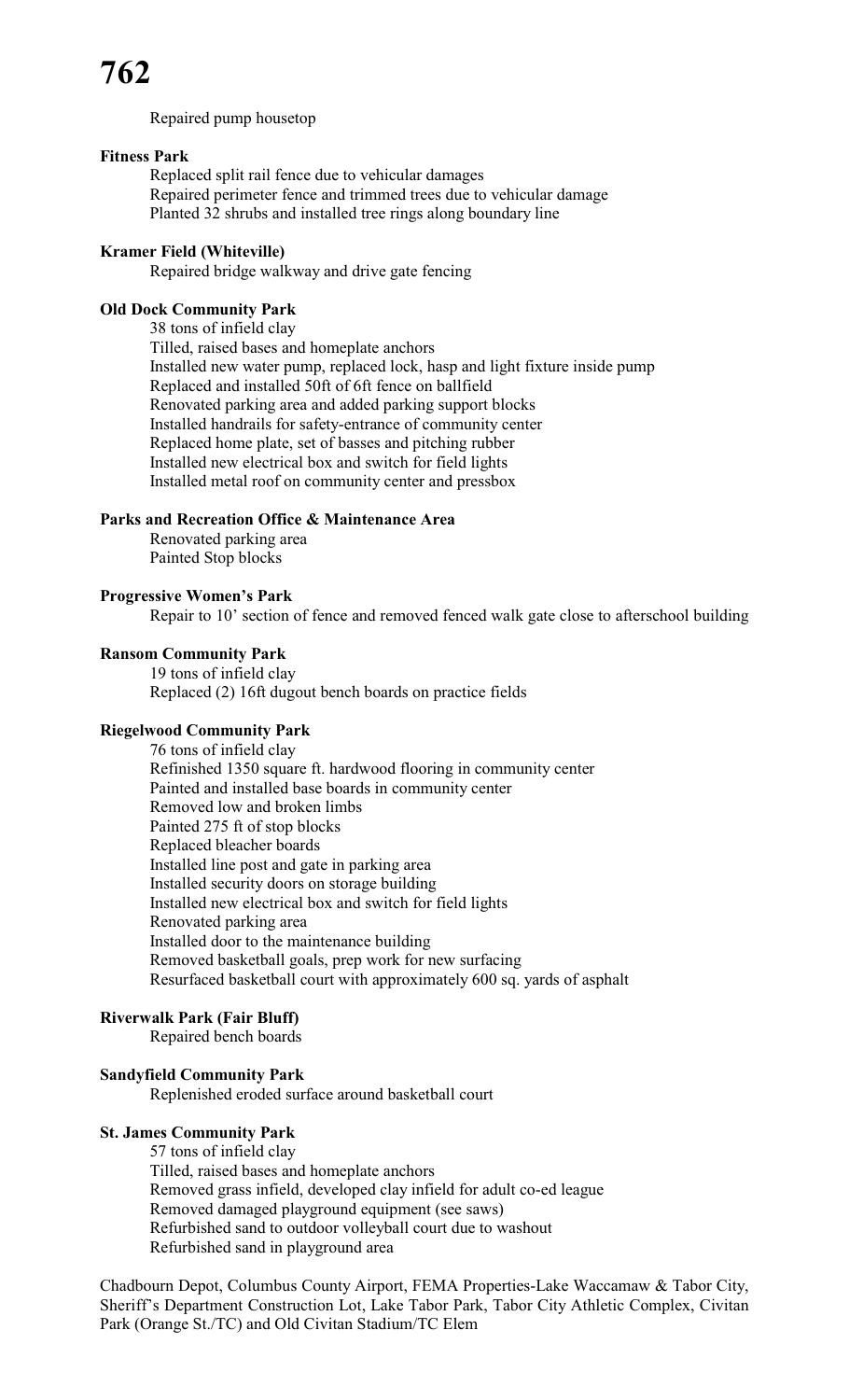Repaired pump housetop

**Fitness Park**

Replaced split rail fence due to vehicular damages
Repaired perimeter fence and trimmed trees due to vehicular damage
Planted 32 shrubs and installed tree rings along boundary line

**Kramer Field (Whiteville)**

Repaired bridge walkway and drive gate fencing

**Old Dock Community Park**

38 tons of infield clay
Tilled, raised bases and homeplate anchors
Installed new water pump, replaced lock, hasp and light fixture inside pump
Replaced and installed 50ft of 6ft fence on ballfield
Renovated parking area and added parking support blocks
Installed handrails for safety-entrance of community center
Replaced home plate, set of basses and pitching rubber
Installed new electrical box and switch for field lights
Installed metal roof on community center and pressbox

**Parks and Recreation Office & Maintenance Area**

Renovated parking area
Painted Stop blocks

**Progressive Women's Park**

Repair to 10' section of fence and removed fenced walk gate close to afterschool building

**Ransom Community Park**

19 tons of infield clay
Replaced (2) 16ft dugout bench boards on practice fields

**Riegelwood Community Park**

76 tons of infield clay
Refinished 1350 square ft. hardwood flooring in community center
Painted and installed base boards in community center
Removed low and broken limbs
Painted 275 ft of stop blocks
Replaced bleacher boards
Installed line post and gate in parking area
Installed security doors on storage building
Installed new electrical box and switch for field lights
Renovated parking area
Installed door to the maintenance building
Removed basketball goals, prep work for new surfacing
Resurfaced basketball court with approximately 600 sq. yards of asphalt

**Riverwalk Park (Fair Bluff)**

Repaired bench boards

**Sandyfield Community Park**

Replenished eroded surface around basketball court

**St. James Community Park**

57 tons of infield clay
Tilled, raised bases and homeplate anchors
Removed grass infield, developed clay infield for adult co-ed league
Removed damaged playground equipment (see saws)
Refurbished sand to outdoor volleyball court due to washout
Refurbished sand in playground area

Chadbourn Depot, Columbus County Airport, FEMA Properties-Lake Waccamaw & Tabor City, Sheriff's Department Construction Lot, Lake Tabor Park, Tabor City Athletic Complex, Civitan Park (Orange St./TC) and Old Civitan Stadium/TC Elem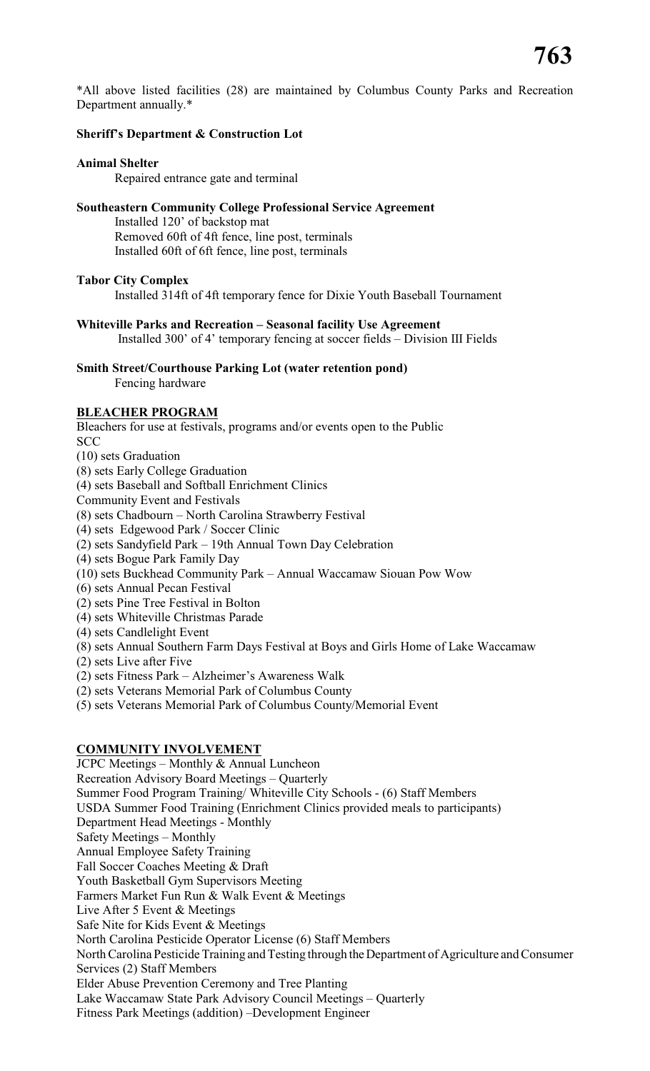*All above listed facilities (28) are maintained by Columbus County Parks and Recreation Department annually.*

**Sheriff's Department & Construction Lot**

**Animal Shelter**

Repaired entrance gate and terminal

**Southeastern Community College Professional Service Agreement**

Installed 120' of backstop mat
Removed 60ft of 4ft fence, line post, terminals
Installed 60ft of 6ft fence, line post, terminals

**Tabor City Complex**

Installed 314ft of 4ft temporary fence for Dixie Youth Baseball Tournament

**Whiteville Parks and Recreation – Seasonal facility Use Agreement**

Installed 300' of 4' temporary fencing at soccer fields – Division III Fields

**Smith Street/Courthouse Parking Lot (water retention pond)**

Fencing hardware

**BLEACHER PROGRAM**

Bleachers for use at festivals, programs and/or events open to the Public
SCC
(10) sets Graduation
(8) sets Early College Graduation
(4) sets Baseball and Softball Enrichment Clinics
Community Event and Festivals
(8) sets Chadbourn – North Carolina Strawberry Festival
(4) sets Edgewood Park / Soccer Clinic
(2) sets Sandyfield Park – 19th Annual Town Day Celebration
(4) sets Bogue Park Family Day
(10) sets Buckhead Community Park – Annual Waccamaw Siouan Pow Wow
(6) sets Annual Pecan Festival
(2) sets Pine Tree Festival in Bolton
(4) sets Whiteville Christmas Parade
(4) sets Candlelight Event
(8) sets Annual Southern Farm Days Festival at Boys and Girls Home of Lake Waccamaw
(2) sets Live after Five
(2) sets Fitness Park – Alzheimer's Awareness Walk
(2) sets Veterans Memorial Park of Columbus County
(5) sets Veterans Memorial Park of Columbus County/Memorial Event

**COMMUNITY INVOLVEMENT**

JCPC Meetings – Monthly & Annual Luncheon
Recreation Advisory Board Meetings – Quarterly
Summer Food Program Training/ Whiteville City Schools - (6) Staff Members
USDA Summer Food Training (Enrichment Clinics provided meals to participants)
Department Head Meetings - Monthly
Safety Meetings – Monthly
Annual Employee Safety Training
Fall Soccer Coaches Meeting & Draft
Youth Basketball Gym Supervisors Meeting
Farmers Market Fun Run & Walk Event & Meetings
Live After 5 Event & Meetings
Safe Nite for Kids Event & Meetings
North Carolina Pesticide Operator License (6) Staff Members
North Carolina Pesticide Training and Testing through the Department of Agriculture and Consumer Services (2) Staff Members
Elder Abuse Prevention Ceremony and Tree Planting
Lake Waccamaw State Park Advisory Council Meetings – Quarterly
Fitness Park Meetings (addition) –Development Engineer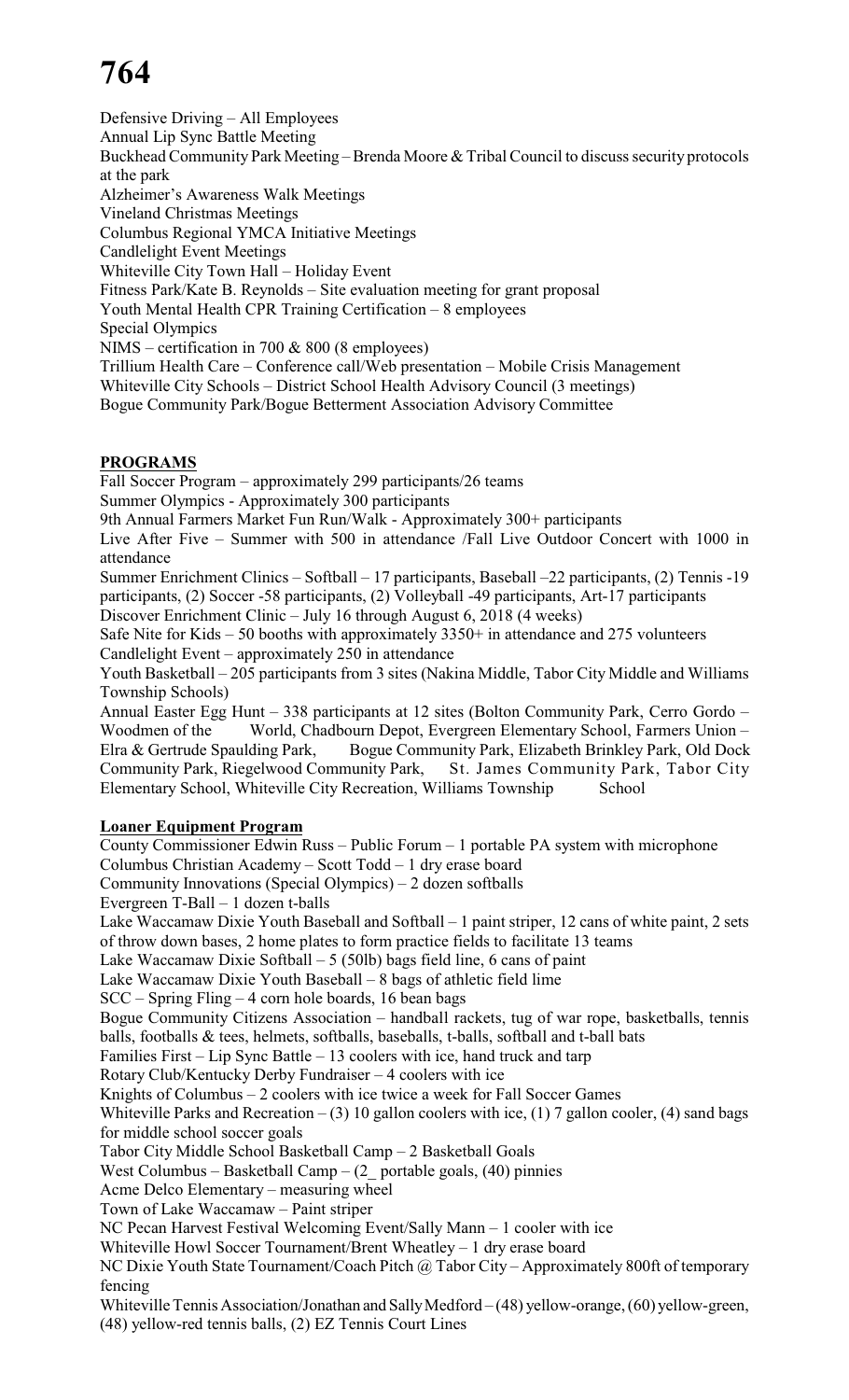Defensive Driving – All Employees
Annual Lip Sync Battle Meeting
Buckhead Community Park Meeting – Brenda Moore & Tribal Council to discuss security protocols at the park
Alzheimer's Awareness Walk Meetings
Vineland Christmas Meetings
Columbus Regional YMCA Initiative Meetings
Candlelight Event Meetings
Whiteville City Town Hall – Holiday Event
Fitness Park/Kate B. Reynolds – Site evaluation meeting for grant proposal
Youth Mental Health CPR Training Certification – 8 employees
Special Olympics
NIMS – certification in 700 & 800 (8 employees)
Trillium Health Care – Conference call/Web presentation – Mobile Crisis Management
Whiteville City Schools – District School Health Advisory Council (3 meetings)
Bogue Community Park/Bogue Betterment Association Advisory Committee

**PROGRAMS**

Fall Soccer Program – approximately 299 participants/26 teams
Summer Olympics - Approximately 300 participants
9th Annual Farmers Market Fun Run/Walk - Approximately 300+ participants
Live After Five – Summer with 500 in attendance /Fall Live Outdoor Concert with 1000 in attendance
Summer Enrichment Clinics – Softball – 17 participants, Baseball –22 participants, (2) Tennis -19 participants, (2) Soccer -58 participants, (2) Volleyball -49 participants, Art-17 participants
Discover Enrichment Clinic – July 16 through August 6, 2018 (4 weeks)
Safe Nite for Kids – 50 booths with approximately 3350+ in attendance and 275 volunteers
Candlelight Event – approximately 250 in attendance
Youth Basketball – 205 participants from 3 sites (Nakina Middle, Tabor City Middle and Williams Township Schools)
Annual Easter Egg Hunt – 338 participants at 12 sites (Bolton Community Park, Cerro Gordo – Woodmen of the World, Chadbourn Depot, Evergreen Elementary School, Farmers Union – Elra & Gertrude Spaulding Park, Bogue Community Park, Elizabeth Brinkley Park, Old Dock Community Park, Riegelwood Community Park, St. James Community Park, Tabor City Elementary School, Whiteville City Recreation, Williams Township School

**Loaner Equipment Program**

County Commissioner Edwin Russ – Public Forum – 1 portable PA system with microphone
Columbus Christian Academy – Scott Todd – 1 dry erase board
Community Innovations (Special Olympics) – 2 dozen softballs
Evergreen T-Ball – 1 dozen t-balls
Lake Waccamaw Dixie Youth Baseball and Softball – 1 paint striper, 12 cans of white paint, 2 sets of throw down bases, 2 home plates to form practice fields to facilitate 13 teams
Lake Waccamaw Dixie Softball – 5 (50lb) bags field line, 6 cans of paint
Lake Waccamaw Dixie Youth Baseball – 8 bags of athletic field lime
SCC – Spring Fling – 4 corn hole boards, 16 bean bags
Bogue Community Citizens Association – handball rackets, tug of war rope, basketballs, tennis balls, footballs & tees, helmets, softballs, baseballs, t-balls, softball and t-ball bats
Families First – Lip Sync Battle – 13 coolers with ice, hand truck and tarp
Rotary Club/Kentucky Derby Fundraiser – 4 coolers with ice
Knights of Columbus – 2 coolers with ice twice a week for Fall Soccer Games
Whiteville Parks and Recreation – (3) 10 gallon coolers with ice, (1) 7 gallon cooler, (4) sand bags for middle school soccer goals
Tabor City Middle School Basketball Camp – 2 Basketball Goals
West Columbus – Basketball Camp – (2_ portable goals, (40) pinnies
Acme Delco Elementary – measuring wheel
Town of Lake Waccamaw – Paint striper
NC Pecan Harvest Festival Welcoming Event/Sally Mann – 1 cooler with ice
Whiteville Howl Soccer Tournament/Brent Wheatley – 1 dry erase board
NC Dixie Youth State Tournament/Coach Pitch @ Tabor City – Approximately 800ft of temporary fencing
Whiteville Tennis Association/Jonathan and Sally Medford – (48) yellow-orange, (60) yellow-green, (48) yellow-red tennis balls, (2) EZ Tennis Court Lines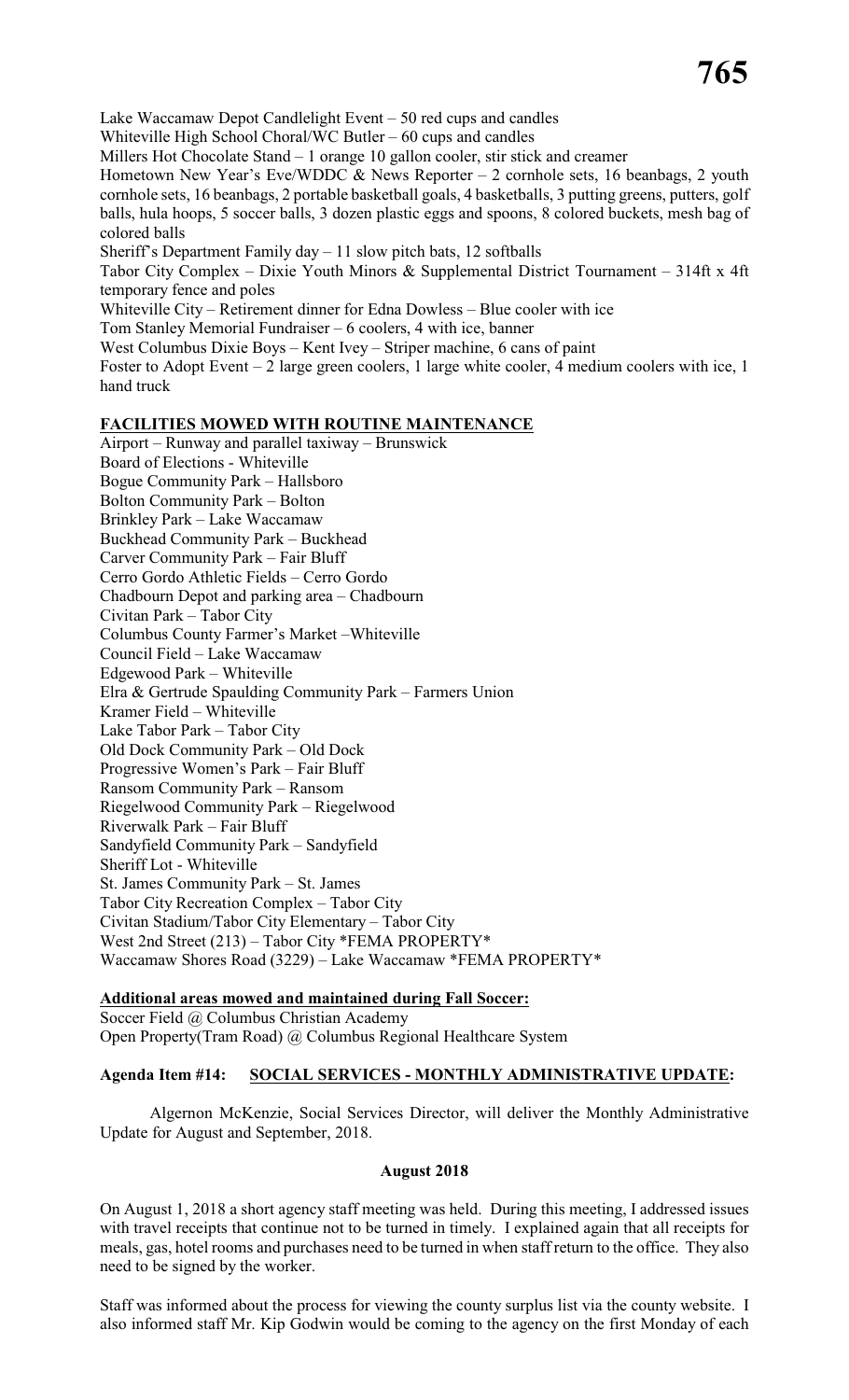Lake Waccamaw Depot Candlelight Event – 50 red cups and candles
Whiteville High School Choral/WC Butler – 60 cups and candles
Millers Hot Chocolate Stand – 1 orange 10 gallon cooler, stir stick and creamer
Hometown New Year's Eve/WDDC & News Reporter – 2 cornhole sets, 16 beanbags, 2 youth cornhole sets, 16 beanbags, 2 portable basketball goals, 4 basketballs, 3 putting greens, putters, golf balls, hula hoops, 5 soccer balls, 3 dozen plastic eggs and spoons, 8 colored buckets, mesh bag of colored balls
Sheriff's Department Family day – 11 slow pitch bats, 12 softballs
Tabor City Complex – Dixie Youth Minors & Supplemental District Tournament – 314ft x 4ft temporary fence and poles
Whiteville City – Retirement dinner for Edna Dowless – Blue cooler with ice
Tom Stanley Memorial Fundraiser – 6 coolers, 4 with ice, banner
West Columbus Dixie Boys – Kent Ivey – Striper machine, 6 cans of paint
Foster to Adopt Event – 2 large green coolers, 1 large white cooler, 4 medium coolers with ice, 1 hand truck

**FACILITIES MOWED WITH ROUTINE MAINTENANCE**

Airport – Runway and parallel taxiway – Brunswick
Board of Elections - Whiteville
Bogue Community Park – Hallsboro
Bolton Community Park – Bolton
Brinkley Park – Lake Waccamaw
Buckhead Community Park – Buckhead
Carver Community Park – Fair Bluff
Cerro Gordo Athletic Fields – Cerro Gordo
Chadbourn Depot and parking area – Chadbourn
Civitan Park – Tabor City
Columbus County Farmer's Market –Whiteville
Council Field – Lake Waccamaw
Edgewood Park – Whiteville
Elra & Gertrude Spaulding Community Park – Farmers Union
Kramer Field – Whiteville
Lake Tabor Park – Tabor City
Old Dock Community Park – Old Dock
Progressive Women's Park – Fair Bluff
Ransom Community Park – Ransom
Riegelwood Community Park – Riegelwood
Riverwalk Park – Fair Bluff
Sandyfield Community Park – Sandyfield
Sheriff Lot - Whiteville
St. James Community Park – St. James
Tabor City Recreation Complex – Tabor City
Civitan Stadium/Tabor City Elementary – Tabor City
West 2nd Street (213) – Tabor City *FEMA PROPERTY*
Waccamaw Shores Road (3229) – Lake Waccamaw *FEMA PROPERTY*

**Additional areas mowed and maintained during Fall Soccer:**

Soccer Field @ Columbus Christian Academy
Open Property(Tram Road) @ Columbus Regional Healthcare System

**Agenda Item #14: SOCIAL SERVICES - MONTHLY ADMINISTRATIVE UPDATE:**

Algernon McKenzie, Social Services Director, will deliver the Monthly Administrative Update for August and September, 2018.

**August 2018**

On August 1, 2018 a short agency staff meeting was held. During this meeting, I addressed issues with travel receipts that continue not to be turned in timely. I explained again that all receipts for meals, gas, hotel rooms and purchases need to be turned in when staff return to the office. They also need to be signed by the worker.

Staff was informed about the process for viewing the county surplus list via the county website. I also informed staff Mr. Kip Godwin would be coming to the agency on the first Monday of each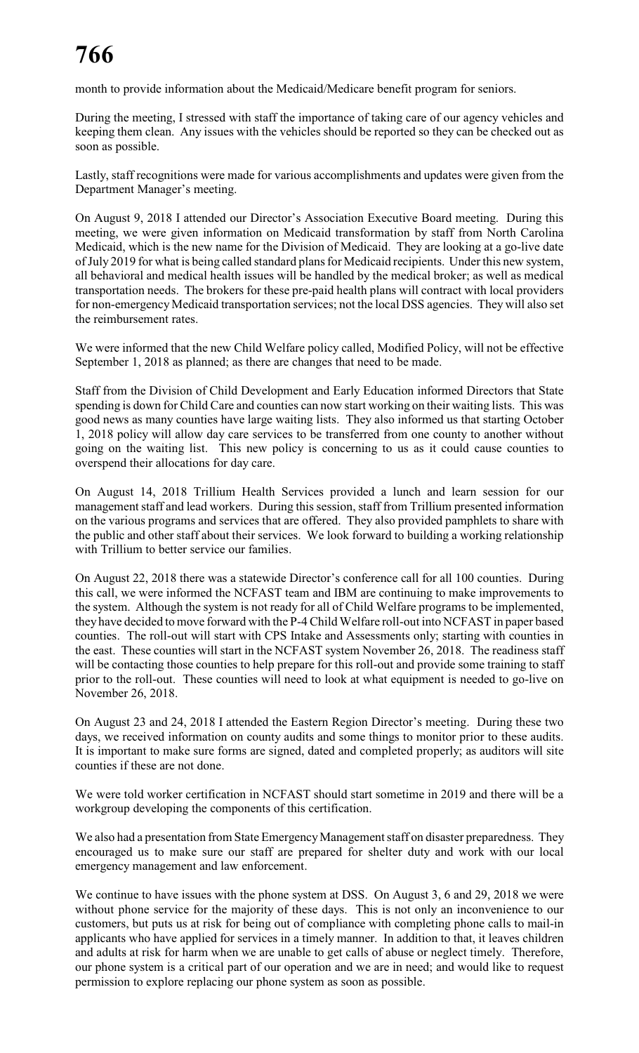month to provide information about the Medicaid/Medicare benefit program for seniors.

During the meeting, I stressed with staff the importance of taking care of our agency vehicles and keeping them clean. Any issues with the vehicles should be reported so they can be checked out as soon as possible.

Lastly, staff recognitions were made for various accomplishments and updates were given from the Department Manager's meeting.

On August 9, 2018 I attended our Director's Association Executive Board meeting. During this meeting, we were given information on Medicaid transformation by staff from North Carolina Medicaid, which is the new name for the Division of Medicaid. They are looking at a go-live date of July 2019 for what is being called standard plans for Medicaid recipients. Under this new system, all behavioral and medical health issues will be handled by the medical broker; as well as medical transportation needs. The brokers for these pre-paid health plans will contract with local providers for non-emergency Medicaid transportation services; not the local DSS agencies. They will also set the reimbursement rates.

We were informed that the new Child Welfare policy called, Modified Policy, will not be effective September 1, 2018 as planned; as there are changes that need to be made.

Staff from the Division of Child Development and Early Education informed Directors that State spending is down for Child Care and counties can now start working on their waiting lists. This was good news as many counties have large waiting lists. They also informed us that starting October 1, 2018 policy will allow day care services to be transferred from one county to another without going on the waiting list. This new policy is concerning to us as it could cause counties to overspend their allocations for day care.

On August 14, 2018 Trillium Health Services provided a lunch and learn session for our management staff and lead workers. During this session, staff from Trillium presented information on the various programs and services that are offered. They also provided pamphlets to share with the public and other staff about their services. We look forward to building a working relationship with Trillium to better service our families.

On August 22, 2018 there was a statewide Director's conference call for all 100 counties. During this call, we were informed the NCFAST team and IBM are continuing to make improvements to the system. Although the system is not ready for all of Child Welfare programs to be implemented, they have decided to move forward with the P-4 Child Welfare roll-out into NCFAST in paper based counties. The roll-out will start with CPS Intake and Assessments only; starting with counties in the east. These counties will start in the NCFAST system November 26, 2018. The readiness staff will be contacting those counties to help prepare for this roll-out and provide some training to staff prior to the roll-out. These counties will need to look at what equipment is needed to go-live on November 26, 2018.

On August 23 and 24, 2018 I attended the Eastern Region Director's meeting. During these two days, we received information on county audits and some things to monitor prior to these audits. It is important to make sure forms are signed, dated and completed properly; as auditors will site counties if these are not done.

We were told worker certification in NCFAST should start sometime in 2019 and there will be a workgroup developing the components of this certification.

We also had a presentation from State Emergency Management staff on disaster preparedness. They encouraged us to make sure our staff are prepared for shelter duty and work with our local emergency management and law enforcement.

We continue to have issues with the phone system at DSS. On August 3, 6 and 29, 2018 we were without phone service for the majority of these days. This is not only an inconvenience to our customers, but puts us at risk for being out of compliance with completing phone calls to mail-in applicants who have applied for services in a timely manner. In addition to that, it leaves children and adults at risk for harm when we are unable to get calls of abuse or neglect timely. Therefore, our phone system is a critical part of our operation and we are in need; and would like to request permission to explore replacing our phone system as soon as possible.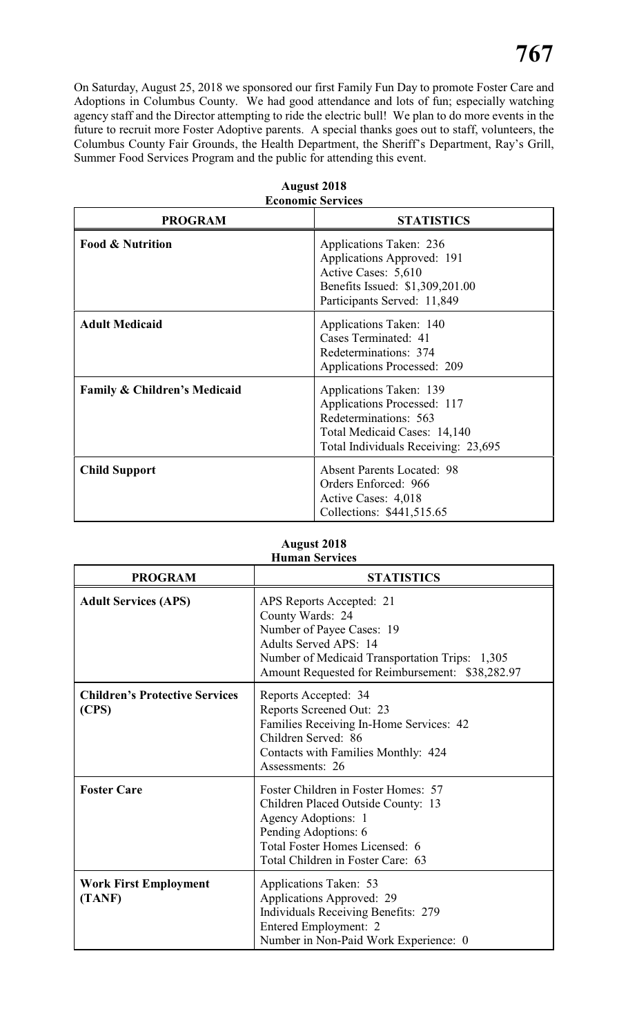On Saturday, August 25, 2018 we sponsored our first Family Fun Day to promote Foster Care and Adoptions in Columbus County. We had good attendance and lots of fun; especially watching agency staff and the Director attempting to ride the electric bull! We plan to do more events in the future to recruit more Foster Adoptive parents. A special thanks goes out to staff, volunteers, the Columbus County Fair Grounds, the Health Department, the Sheriff's Department, Ray's Grill, Summer Food Services Program and the public for attending this event.

**August 2018**
**Economic Services**

| PROGRAM | STATISTICS |
|---|---|
| **Food & Nutrition** | Applications Taken: 236<br>Applications Approved: 191<br>Active Cases: 5,610<br>Benefits Issued: $1,309,201.00<br>Participants Served: 11,849 |
| **Adult Medicaid** | Applications Taken: 140<br>Cases Terminated: 41<br>Redeterminations: 374<br>Applications Processed: 209 |
| **Family & Children's Medicaid** | Applications Taken: 139<br>Applications Processed: 117<br>Redeterminations: 563<br>Total Medicaid Cases: 14,140<br>Total Individuals Receiving: 23,695 |
| **Child Support** | Absent Parents Located: 98<br>Orders Enforced: 966<br>Active Cases: 4,018<br>Collections: $441,515.65 |

**August 2018**
**Human Services**

| PROGRAM | STATISTICS |
|---|---|
| **Adult Services (APS)** | APS Reports Accepted: 21<br>County Wards: 24<br>Number of Payee Cases: 19<br>Adults Served APS: 14<br>Number of Medicaid Transportation Trips: 1,305<br>Amount Requested for Reimbursement: $38,282.97 |
| **Children's Protective Services (CPS)** | Reports Accepted: 34<br>Reports Screened Out: 23<br>Families Receiving In-Home Services: 42<br>Children Served: 86<br>Contacts with Families Monthly: 424<br>Assessments: 26 |
| **Foster Care** | Foster Children in Foster Homes: 57<br>Children Placed Outside County: 13<br>Agency Adoptions: 1<br>Pending Adoptions: 6<br>Total Foster Homes Licensed: 6<br>Total Children in Foster Care: 63 |
| **Work First Employment (TANF)** | Applications Taken: 53<br>Applications Approved: 29<br>Individuals Receiving Benefits: 279<br>Entered Employment: 2<br>Number in Non-Paid Work Experience: 0 |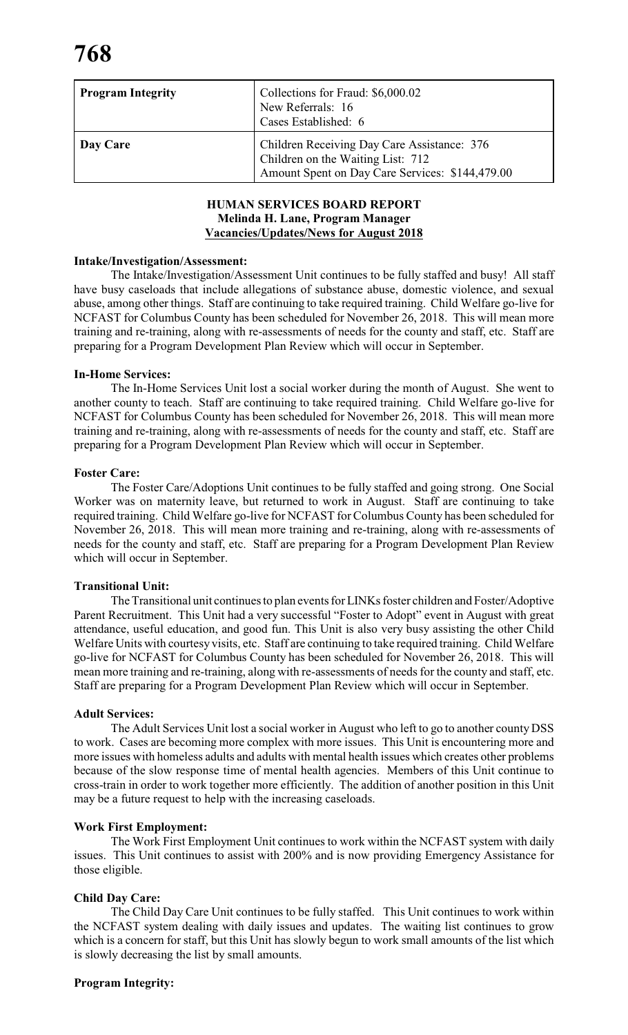| Program Integrity | Collections for Fraud: $6,000.02<br>New Referrals: 16<br>Cases Established: 6 |
| --- | --- |
| **Day Care** | Children Receiving Day Care Assistance: 376<br>Children on the Waiting List: 712<br>Amount Spent on Day Care Services: $144,479.00 |

**HUMAN SERVICES BOARD REPORT**
**Melinda H. Lane, Program Manager**
**Vacancies/Updates/News for August 2018**

**Intake/Investigation/Assessment:**

The Intake/Investigation/Assessment Unit continues to be fully staffed and busy! All staff have busy caseloads that include allegations of substance abuse, domestic violence, and sexual abuse, among other things. Staff are continuing to take required training. Child Welfare go-live for NCFAST for Columbus County has been scheduled for November 26, 2018. This will mean more training and re-training, along with re-assessments of needs for the county and staff, etc. Staff are preparing for a Program Development Plan Review which will occur in September.

**In-Home Services:**

The In-Home Services Unit lost a social worker during the month of August. She went to another county to teach. Staff are continuing to take required training. Child Welfare go-live for NCFAST for Columbus County has been scheduled for November 26, 2018. This will mean more training and re-training, along with re-assessments of needs for the county and staff, etc. Staff are preparing for a Program Development Plan Review which will occur in September.

**Foster Care:**

The Foster Care/Adoptions Unit continues to be fully staffed and going strong. One Social Worker was on maternity leave, but returned to work in August. Staff are continuing to take required training. Child Welfare go-live for NCFAST for Columbus County has been scheduled for November 26, 2018. This will mean more training and re-training, along with re-assessments of needs for the county and staff, etc. Staff are preparing for a Program Development Plan Review which will occur in September.

**Transitional Unit:**

The Transitional unit continues to plan events for LINKs foster children and Foster/Adoptive Parent Recruitment. This Unit had a very successful "Foster to Adopt" event in August with great attendance, useful education, and good fun. This Unit is also very busy assisting the other Child Welfare Units with courtesy visits, etc. Staff are continuing to take required training. Child Welfare go-live for NCFAST for Columbus County has been scheduled for November 26, 2018. This will mean more training and re-training, along with re-assessments of needs for the county and staff, etc. Staff are preparing for a Program Development Plan Review which will occur in September.

**Adult Services:**

The Adult Services Unit lost a social worker in August who left to go to another county DSS to work. Cases are becoming more complex with more issues. This Unit is encountering more and more issues with homeless adults and adults with mental health issues which creates other problems because of the slow response time of mental health agencies. Members of this Unit continue to cross-train in order to work together more efficiently. The addition of another position in this Unit may be a future request to help with the increasing caseloads.

**Work First Employment:**

The Work First Employment Unit continues to work within the NCFAST system with daily issues. This Unit continues to assist with 200% and is now providing Emergency Assistance for those eligible.

**Child Day Care:**

The Child Day Care Unit continues to be fully staffed. This Unit continues to work within the NCFAST system dealing with daily issues and updates. The waiting list continues to grow which is a concern for staff, but this Unit has slowly begun to work small amounts of the list which is slowly decreasing the list by small amounts.

**Program Integrity:**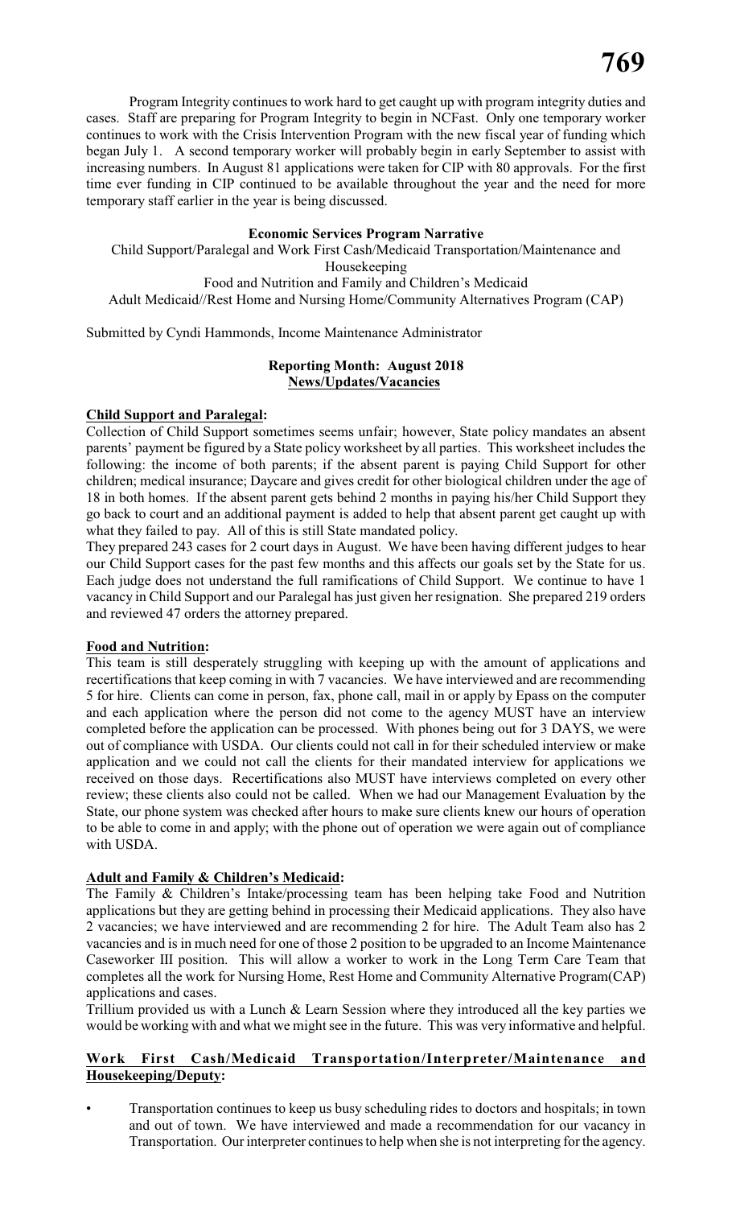Program Integrity continues to work hard to get caught up with program integrity duties and cases. Staff are preparing for Program Integrity to begin in NCFast. Only one temporary worker continues to work with the Crisis Intervention Program with the new fiscal year of funding which began July 1. A second temporary worker will probably begin in early September to assist with increasing numbers. In August 81 applications were taken for CIP with 80 approvals. For the first time ever funding in CIP continued to be available throughout the year and the need for more temporary staff earlier in the year is being discussed.

**Economic Services Program Narrative**

Child Support/Paralegal and Work First Cash/Medicaid Transportation/Maintenance and Housekeeping
Food and Nutrition and Family and Children's Medicaid
Adult Medicaid//Rest Home and Nursing Home/Community Alternatives Program (CAP)

Submitted by Cyndi Hammonds, Income Maintenance Administrator

**Reporting Month: August 2018**
**News/Updates/Vacancies**

**Child Support and Paralegal:**

Collection of Child Support sometimes seems unfair; however, State policy mandates an absent parents' payment be figured by a State policy worksheet by all parties. This worksheet includes the following: the income of both parents; if the absent parent is paying Child Support for other children; medical insurance; Daycare and gives credit for other biological children under the age of 18 in both homes. If the absent parent gets behind 2 months in paying his/her Child Support they go back to court and an additional payment is added to help that absent parent get caught up with what they failed to pay. All of this is still State mandated policy.

They prepared 243 cases for 2 court days in August. We have been having different judges to hear our Child Support cases for the past few months and this affects our goals set by the State for us. Each judge does not understand the full ramifications of Child Support. We continue to have 1 vacancy in Child Support and our Paralegal has just given her resignation. She prepared 219 orders and reviewed 47 orders the attorney prepared.

**Food and Nutrition:**

This team is still desperately struggling with keeping up with the amount of applications and recertifications that keep coming in with 7 vacancies. We have interviewed and are recommending 5 for hire. Clients can come in person, fax, phone call, mail in or apply by Epass on the computer and each application where the person did not come to the agency MUST have an interview completed before the application can be processed. With phones being out for 3 DAYS, we were out of compliance with USDA. Our clients could not call in for their scheduled interview or make application and we could not call the clients for their mandated interview for applications we received on those days. Recertifications also MUST have interviews completed on every other review; these clients also could not be called. When we had our Management Evaluation by the State, our phone system was checked after hours to make sure clients knew our hours of operation to be able to come in and apply; with the phone out of operation we were again out of compliance with USDA.

**Adult and Family & Children's Medicaid:**

The Family & Children's Intake/processing team has been helping take Food and Nutrition applications but they are getting behind in processing their Medicaid applications. They also have 2 vacancies; we have interviewed and are recommending 2 for hire. The Adult Team also has 2 vacancies and is in much need for one of those 2 position to be upgraded to an Income Maintenance Caseworker III position. This will allow a worker to work in the Long Term Care Team that completes all the work for Nursing Home, Rest Home and Community Alternative Program(CAP) applications and cases.

Trillium provided us with a Lunch & Learn Session where they introduced all the key parties we would be working with and what we might see in the future. This was very informative and helpful.

**Work First Cash/Medicaid Transportation/Interpreter/Maintenance and Housekeeping/Deputy:**

- Transportation continues to keep us busy scheduling rides to doctors and hospitals; in town and out of town. We have interviewed and made a recommendation for our vacancy in Transportation. Our interpreter continues to help when she is not interpreting for the agency.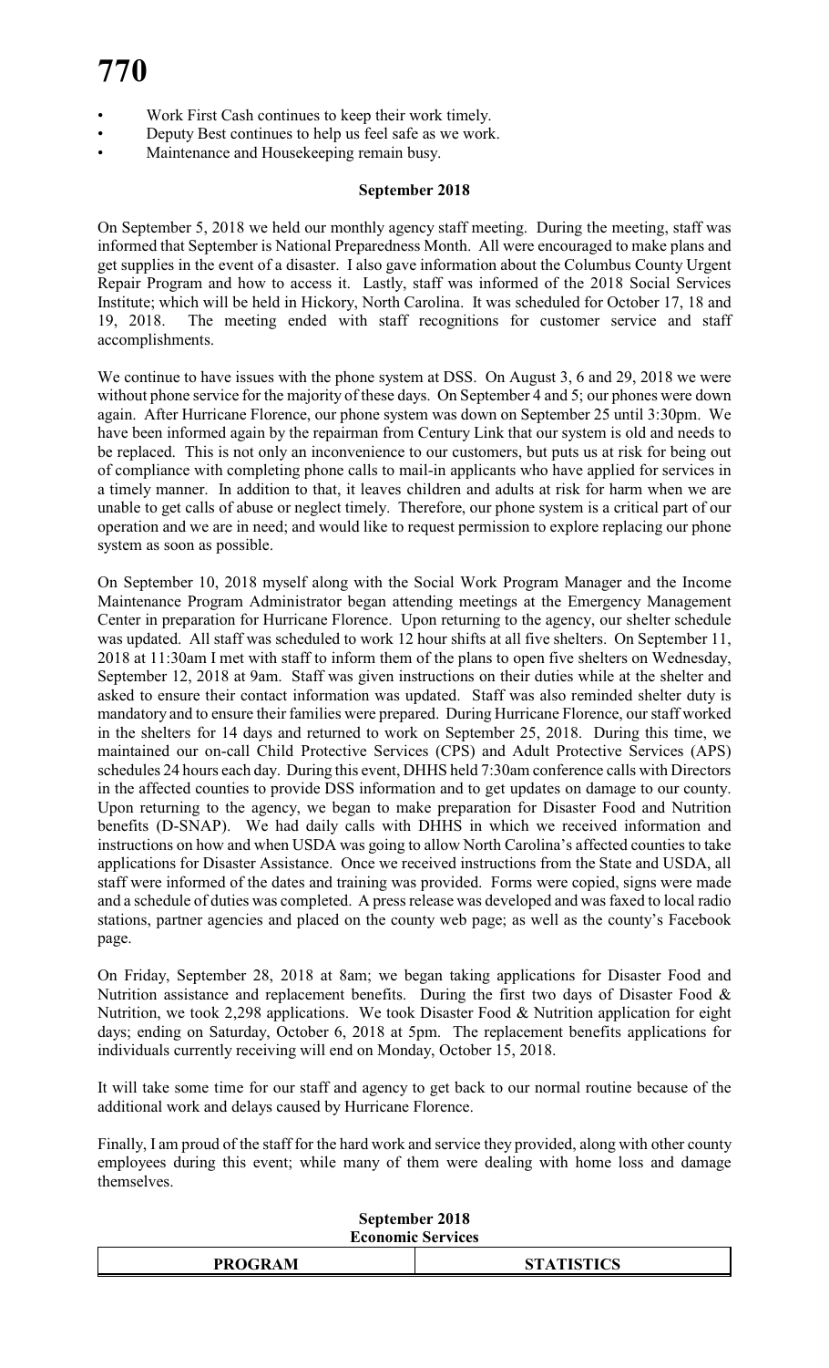- Work First Cash continues to keep their work timely.
- Deputy Best continues to help us feel safe as we work.
- Maintenance and Housekeeping remain busy.

**September 2018**

On September 5, 2018 we held our monthly agency staff meeting. During the meeting, staff was informed that September is National Preparedness Month. All were encouraged to make plans and get supplies in the event of a disaster. I also gave information about the Columbus County Urgent Repair Program and how to access it. Lastly, staff was informed of the 2018 Social Services Institute; which will be held in Hickory, North Carolina. It was scheduled for October 17, 18 and 19, 2018. The meeting ended with staff recognitions for customer service and staff accomplishments.

We continue to have issues with the phone system at DSS. On August 3, 6 and 29, 2018 we were without phone service for the majority of these days. On September 4 and 5; our phones were down again. After Hurricane Florence, our phone system was down on September 25 until 3:30pm. We have been informed again by the repairman from Century Link that our system is old and needs to be replaced. This is not only an inconvenience to our customers, but puts us at risk for being out of compliance with completing phone calls to mail-in applicants who have applied for services in a timely manner. In addition to that, it leaves children and adults at risk for harm when we are unable to get calls of abuse or neglect timely. Therefore, our phone system is a critical part of our operation and we are in need; and would like to request permission to explore replacing our phone system as soon as possible.

On September 10, 2018 myself along with the Social Work Program Manager and the Income Maintenance Program Administrator began attending meetings at the Emergency Management Center in preparation for Hurricane Florence. Upon returning to the agency, our shelter schedule was updated. All staff was scheduled to work 12 hour shifts at all five shelters. On September 11, 2018 at 11:30am I met with staff to inform them of the plans to open five shelters on Wednesday, September 12, 2018 at 9am. Staff was given instructions on their duties while at the shelter and asked to ensure their contact information was updated. Staff was also reminded shelter duty is mandatory and to ensure their families were prepared. During Hurricane Florence, our staff worked in the shelters for 14 days and returned to work on September 25, 2018. During this time, we maintained our on-call Child Protective Services (CPS) and Adult Protective Services (APS) schedules 24 hours each day. During this event, DHHS held 7:30am conference calls with Directors in the affected counties to provide DSS information and to get updates on damage to our county. Upon returning to the agency, we began to make preparation for Disaster Food and Nutrition benefits (D-SNAP). We had daily calls with DHHS in which we received information and instructions on how and when USDA was going to allow North Carolina's affected counties to take applications for Disaster Assistance. Once we received instructions from the State and USDA, all staff were informed of the dates and training was provided. Forms were copied, signs were made and a schedule of duties was completed. A press release was developed and was faxed to local radio stations, partner agencies and placed on the county web page; as well as the county's Facebook page.

On Friday, September 28, 2018 at 8am; we began taking applications for Disaster Food and Nutrition assistance and replacement benefits. During the first two days of Disaster Food & Nutrition, we took 2,298 applications. We took Disaster Food & Nutrition application for eight days; ending on Saturday, October 6, 2018 at 5pm. The replacement benefits applications for individuals currently receiving will end on Monday, October 15, 2018.

It will take some time for our staff and agency to get back to our normal routine because of the additional work and delays caused by Hurricane Florence.

Finally, I am proud of the staff for the hard work and service they provided, along with other county employees during this event; while many of them were dealing with home loss and damage themselves.

**September 2018**
**Economic Services**

| PROGRAM | STATISTICS |
| --- | --- |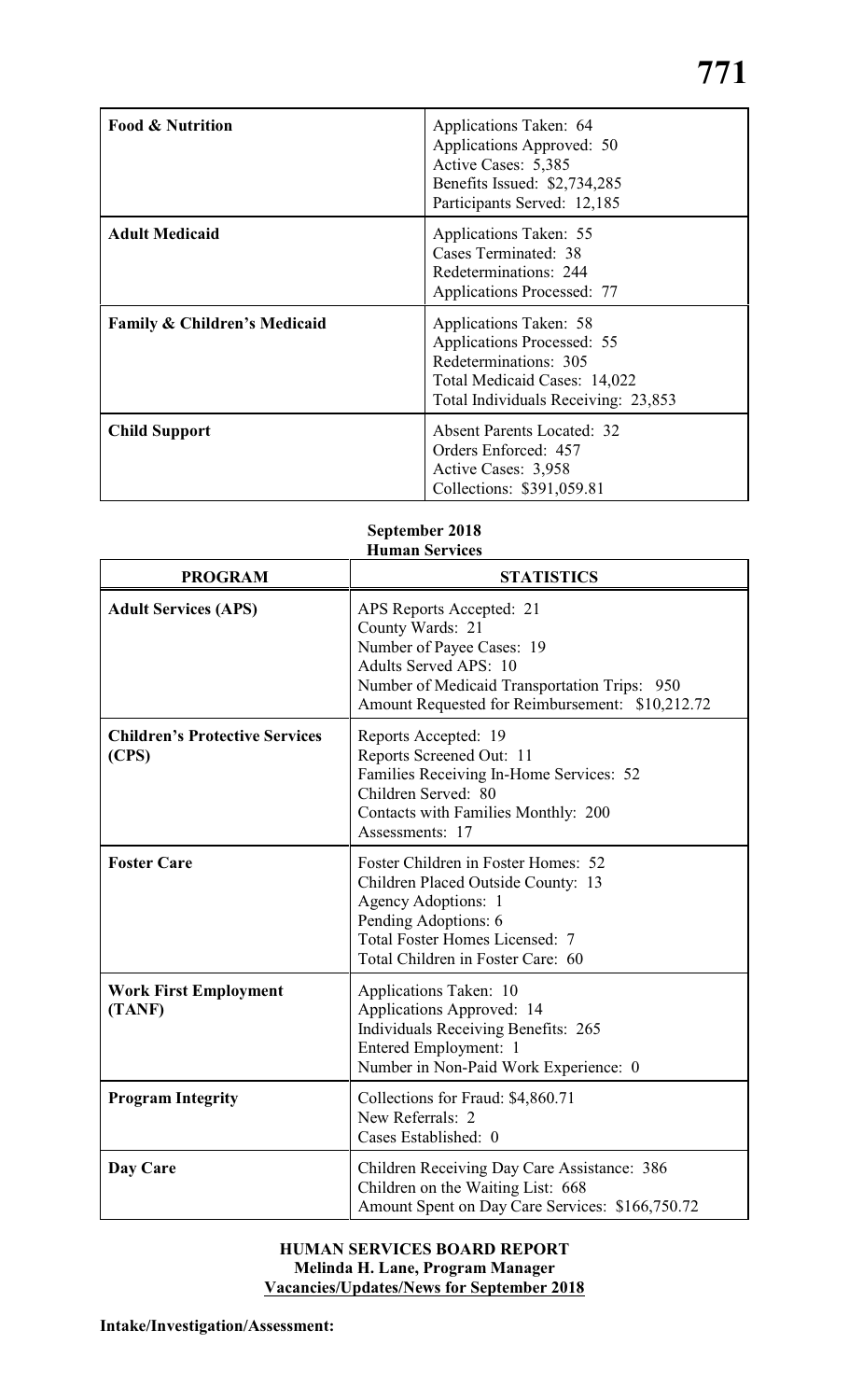| | |
|---|---|
| **Food & Nutrition** | Applications Taken: 64<br>Applications Approved: 50<br>Active Cases: 5,385<br>Benefits Issued: $2,734,285<br>Participants Served: 12,185 |
| **Adult Medicaid** | Applications Taken: 55<br>Cases Terminated: 38<br>Redeterminations: 244<br>Applications Processed: 77 |
| **Family & Children's Medicaid** | Applications Taken: 58<br>Applications Processed: 55<br>Redeterminations: 305<br>Total Medicaid Cases: 14,022<br>Total Individuals Receiving: 23,853 |
| **Child Support** | Absent Parents Located: 32<br>Orders Enforced: 457<br>Active Cases: 3,958<br>Collections: $391,059.81 |

**September 2018**
**Human Services**

| PROGRAM | STATISTICS |
|---|---|
| **Adult Services (APS)** | APS Reports Accepted: 21<br>County Wards: 21<br>Number of Payee Cases: 19<br>Adults Served APS: 10<br>Number of Medicaid Transportation Trips: 950<br>Amount Requested for Reimbursement: $10,212.72 |
| **Children's Protective Services (CPS)** | Reports Accepted: 19<br>Reports Screened Out: 11<br>Families Receiving In-Home Services: 52<br>Children Served: 80<br>Contacts with Families Monthly: 200<br>Assessments: 17 |
| **Foster Care** | Foster Children in Foster Homes: 52<br>Children Placed Outside County: 13<br>Agency Adoptions: 1<br>Pending Adoptions: 6<br>Total Foster Homes Licensed: 7<br>Total Children in Foster Care: 60 |
| **Work First Employment (TANF)** | Applications Taken: 10<br>Applications Approved: 14<br>Individuals Receiving Benefits: 265<br>Entered Employment: 1<br>Number in Non-Paid Work Experience: 0 |
| **Program Integrity** | Collections for Fraud: $4,860.71<br>New Referrals: 2<br>Cases Established: 0 |
| **Day Care** | Children Receiving Day Care Assistance: 386<br>Children on the Waiting List: 668<br>Amount Spent on Day Care Services: $166,750.72 |

**HUMAN SERVICES BOARD REPORT**
**Melinda H. Lane, Program Manager**
**Vacancies/Updates/News for September 2018**

**Intake/Investigation/Assessment:**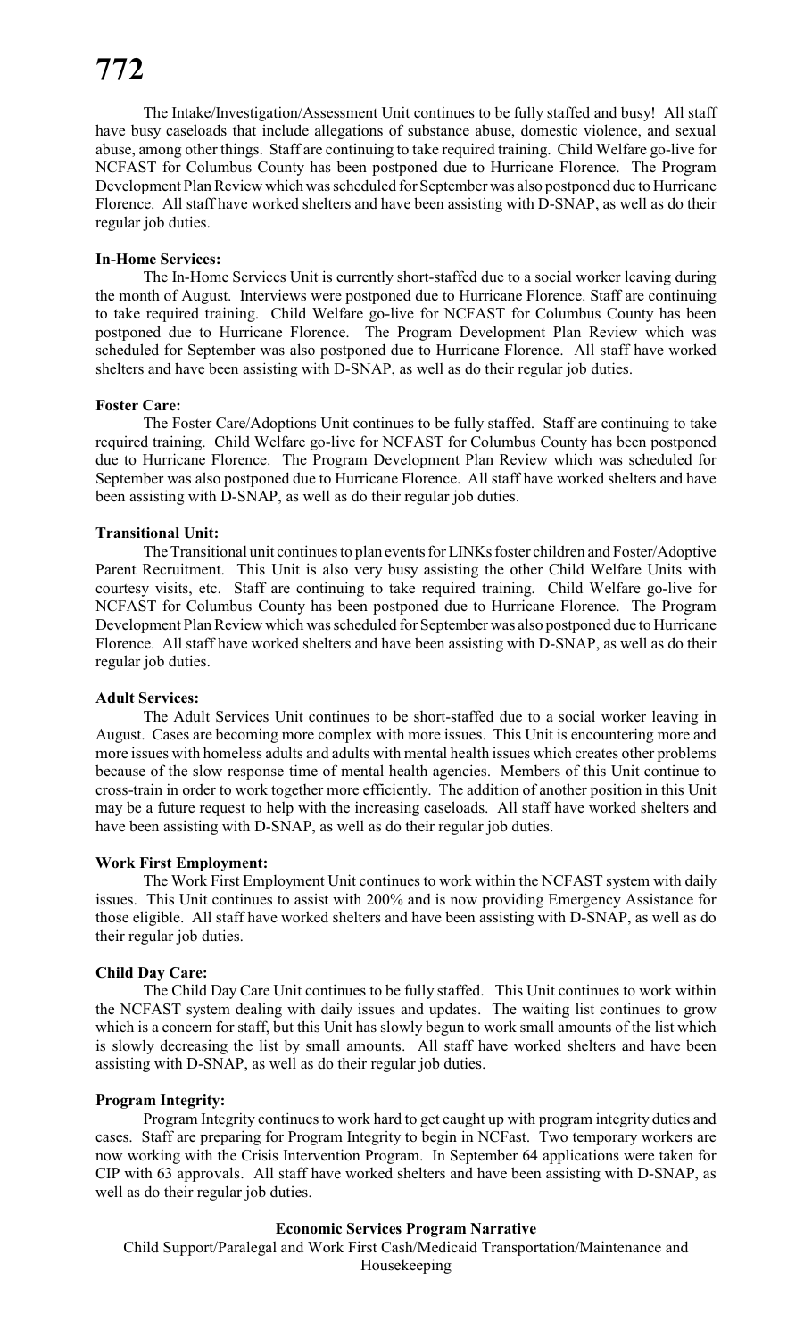The Intake/Investigation/Assessment Unit continues to be fully staffed and busy! All staff have busy caseloads that include allegations of substance abuse, domestic violence, and sexual abuse, among other things. Staff are continuing to take required training. Child Welfare go-live for NCFAST for Columbus County has been postponed due to Hurricane Florence. The Program Development Plan Review which was scheduled for September was also postponed due to Hurricane Florence. All staff have worked shelters and have been assisting with D-SNAP, as well as do their regular job duties.

**In-Home Services:**

The In-Home Services Unit is currently short-staffed due to a social worker leaving during the month of August. Interviews were postponed due to Hurricane Florence. Staff are continuing to take required training. Child Welfare go-live for NCFAST for Columbus County has been postponed due to Hurricane Florence. The Program Development Plan Review which was scheduled for September was also postponed due to Hurricane Florence. All staff have worked shelters and have been assisting with D-SNAP, as well as do their regular job duties.

**Foster Care:**

The Foster Care/Adoptions Unit continues to be fully staffed. Staff are continuing to take required training. Child Welfare go-live for NCFAST for Columbus County has been postponed due to Hurricane Florence. The Program Development Plan Review which was scheduled for September was also postponed due to Hurricane Florence. All staff have worked shelters and have been assisting with D-SNAP, as well as do their regular job duties.

**Transitional Unit:**

The Transitional unit continues to plan events for LINKs foster children and Foster/Adoptive Parent Recruitment. This Unit is also very busy assisting the other Child Welfare Units with courtesy visits, etc. Staff are continuing to take required training. Child Welfare go-live for NCFAST for Columbus County has been postponed due to Hurricane Florence. The Program Development Plan Review which was scheduled for September was also postponed due to Hurricane Florence. All staff have worked shelters and have been assisting with D-SNAP, as well as do their regular job duties.

**Adult Services:**

The Adult Services Unit continues to be short-staffed due to a social worker leaving in August. Cases are becoming more complex with more issues. This Unit is encountering more and more issues with homeless adults and adults with mental health issues which creates other problems because of the slow response time of mental health agencies. Members of this Unit continue to cross-train in order to work together more efficiently. The addition of another position in this Unit may be a future request to help with the increasing caseloads. All staff have worked shelters and have been assisting with D-SNAP, as well as do their regular job duties.

**Work First Employment:**

The Work First Employment Unit continues to work within the NCFAST system with daily issues. This Unit continues to assist with 200% and is now providing Emergency Assistance for those eligible. All staff have worked shelters and have been assisting with D-SNAP, as well as do their regular job duties.

**Child Day Care:**

The Child Day Care Unit continues to be fully staffed. This Unit continues to work within the NCFAST system dealing with daily issues and updates. The waiting list continues to grow which is a concern for staff, but this Unit has slowly begun to work small amounts of the list which is slowly decreasing the list by small amounts. All staff have worked shelters and have been assisting with D-SNAP, as well as do their regular job duties.

**Program Integrity:**

Program Integrity continues to work hard to get caught up with program integrity duties and cases. Staff are preparing for Program Integrity to begin in NCFast. Two temporary workers are now working with the Crisis Intervention Program. In September 64 applications were taken for CIP with 63 approvals. All staff have worked shelters and have been assisting with D-SNAP, as well as do their regular job duties.

**Economic Services Program Narrative**

Child Support/Paralegal and Work First Cash/Medicaid Transportation/Maintenance and Housekeeping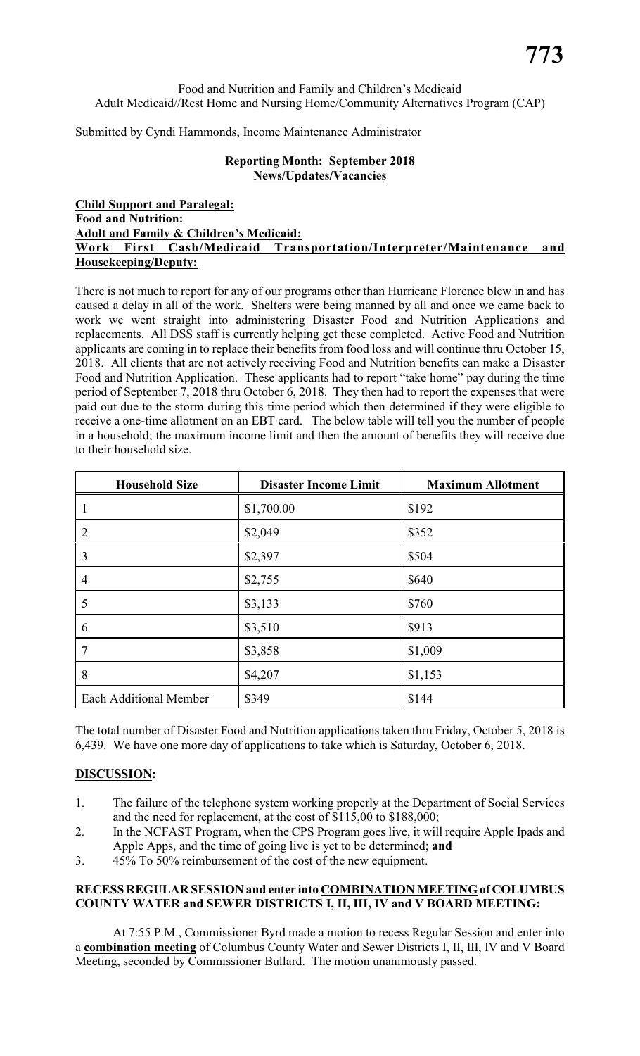Food and Nutrition and Family and Children's Medicaid
Adult Medicaid//Rest Home and Nursing Home/Community Alternatives Program (CAP)

Submitted by Cyndi Hammonds, Income Maintenance Administrator

**Reporting Month: September 2018**
**News/Updates/Vacancies**

**Child Support and Paralegal:**
**Food and Nutrition:**
**Adult and Family & Children's Medicaid:**
**Work First Cash/Medicaid Transportation/Interpreter/Maintenance and Housekeeping/Deputy:**

There is not much to report for any of our programs other than Hurricane Florence blew in and has caused a delay in all of the work. Shelters were being manned by all and once we came back to work we went straight into administering Disaster Food and Nutrition Applications and replacements. All DSS staff is currently helping get these completed. Active Food and Nutrition applicants are coming in to replace their benefits from food loss and will continue thru October 15, 2018. All clients that are not actively receiving Food and Nutrition benefits can make a Disaster Food and Nutrition Application. These applicants had to report "take home" pay during the time period of September 7, 2018 thru October 6, 2018. They then had to report the expenses that were paid out due to the storm during this time period which then determined if they were eligible to receive a one-time allotment on an EBT card. The below table will tell you the number of people in a household; the maximum income limit and then the amount of benefits they will receive due to their household size.

| Household Size | Disaster Income Limit | Maximum Allotment |
|---|---|---|
| 1 | $1,700.00 | $192 |
| 2 | $2,049 | $352 |
| 3 | $2,397 | $504 |
| 4 | $2,755 | $640 |
| 5 | $3,133 | $760 |
| 6 | $3,510 | $913 |
| 7 | $3,858 | $1,009 |
| 8 | $4,207 | $1,153 |
| Each Additional Member | $349 | $144 |

The total number of Disaster Food and Nutrition applications taken thru Friday, October 5, 2018 is 6,439. We have one more day of applications to take which is Saturday, October 6, 2018.

**DISCUSSION:**

1. The failure of the telephone system working properly at the Department of Social Services and the need for replacement, at the cost of $115,00 to $188,000;
2. In the NCFAST Program, when the CPS Program goes live, it will require Apple Ipads and Apple Apps, and the time of going live is yet to be determined; **and**
3. 45% To 50% reimbursement of the cost of the new equipment.

**RECESS REGULAR SESSION and enter into COMBINATION MEETING of COLUMBUS COUNTY WATER and SEWER DISTRICTS I, II, III, IV and V BOARD MEETING:**

At 7:55 P.M., Commissioner Byrd made a motion to recess Regular Session and enter into a **combination meeting** of Columbus County Water and Sewer Districts I, II, III, IV and V Board Meeting, seconded by Commissioner Bullard. The motion unanimously passed.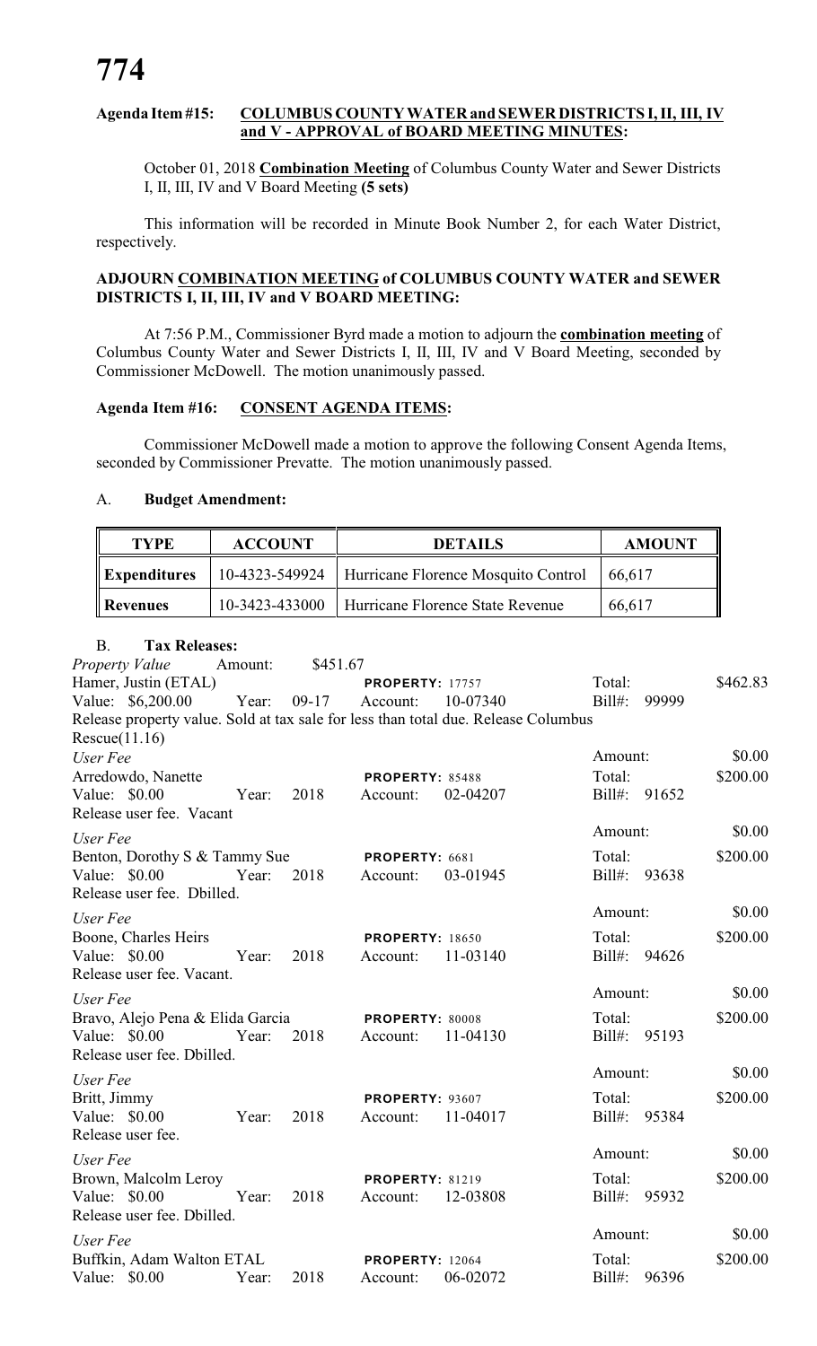**Agenda Item #15: COLUMBUS COUNTY WATER and SEWER DISTRICTS I, II, III, IV and V - APPROVAL of BOARD MEETING MINUTES:**

October 01, 2018 **Combination Meeting** of Columbus County Water and Sewer Districts I, II, III, IV and V Board Meeting **(5 sets)**

This information will be recorded in Minute Book Number 2, for each Water District, respectively.

**ADJOURN COMBINATION MEETING of COLUMBUS COUNTY WATER and SEWER DISTRICTS I, II, III, IV and V BOARD MEETING:**

At 7:56 P.M., Commissioner Byrd made a motion to adjourn the **combination meeting** of Columbus County Water and Sewer Districts I, II, III, IV and V Board Meeting, seconded by Commissioner McDowell. The motion unanimously passed.

**Agenda Item #16: CONSENT AGENDA ITEMS:**

Commissioner McDowell made a motion to approve the following Consent Agenda Items, seconded by Commissioner Prevatte. The motion unanimously passed.

A. **Budget Amendment:**

| TYPE | ACCOUNT | DETAILS | AMOUNT |
|---|---|---|---|
| **Expenditures** | 10-4323-549924 | Hurricane Florence Mosquito Control | 66,617 |
| **Revenues** | 10-3423-433000 | Hurricane Florence State Revenue | 66,617 |

B. **Tax Releases:**

*Property Value* Amount: $451.67
Hamer, Justin (ETAL) PROPERTY: 17757 Total: $462.83
Value: $6,200.00 Year: 09-17 Account: 10-07340 Bill#: 99999
Release property value. Sold at tax sale for less than total due. Release Columbus Rescue(11.16)

*User Fee* Amount: $0.00
Arredowdo, Nanette PROPERTY: 85488 Total: $200.00
Value: $0.00 Year: 2018 Account: 02-04207 Bill#: 91652
Release user fee. Vacant

*User Fee* Amount: $0.00
Benton, Dorothy S & Tammy Sue PROPERTY: 6681 Total: $200.00
Value: $0.00 Year: 2018 Account: 03-01945 Bill#: 93638
Release user fee. Dbilled.

*User Fee* Amount: $0.00
Boone, Charles Heirs PROPERTY: 18650 Total: $200.00
Value: $0.00 Year: 2018 Account: 11-03140 Bill#: 94626
Release user fee. Vacant.

*User Fee* Amount: $0.00
Bravo, Alejo Pena & Elida Garcia PROPERTY: 80008 Total: $200.00
Value: $0.00 Year: 2018 Account: 11-04130 Bill#: 95193
Release user fee. Dbilled.

*User Fee* Amount: $0.00
Britt, Jimmy PROPERTY: 93607 Total: $200.00
Value: $0.00 Year: 2018 Account: 11-04017 Bill#: 95384
Release user fee.

*User Fee* Amount: $0.00
Brown, Malcolm Leroy PROPERTY: 81219 Total: $200.00
Value: $0.00 Year: 2018 Account: 12-03808 Bill#: 95932
Release user fee. Dbilled.

*User Fee* Amount: $0.00
Buffkin, Adam Walton ETAL PROPERTY: 12064 Total: $200.00
Value: $0.00 Year: 2018 Account: 06-02072 Bill#: 96396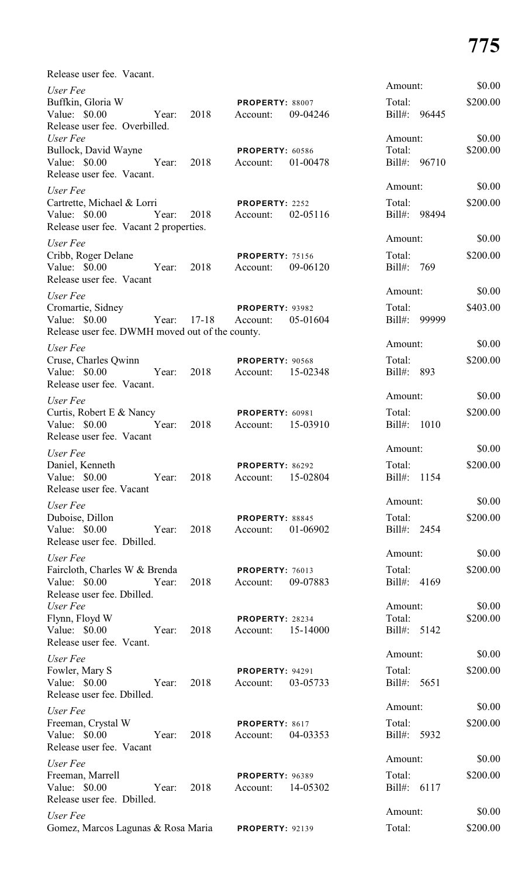Release user fee. Vacant.

*User Fee*
Buffkin, Gloria W — **PROPERTY:** 88007
Value: $0.00 Year: 2018 Account: 09-04246
Release user fee. Overbilled.
Amount: $0.00
Total: $200.00
Bill#: 96445

*User Fee*
Bullock, David Wayne — **PROPERTY:** 60586
Value: $0.00 Year: 2018 Account: 01-00478
Release user fee. Vacant.
Amount: $0.00
Total: $200.00
Bill#: 96710

*User Fee*
Cartrette, Michael & Lorri — **PROPERTY:** 2252
Value: $0.00 Year: 2018 Account: 02-05116
Release user fee. Vacant 2 properties.
Amount: $0.00
Total: $200.00
Bill#: 98494

*User Fee*
Cribb, Roger Delane — **PROPERTY:** 75156
Value: $0.00 Year: 2018 Account: 09-06120
Release user fee. Vacant
Amount: $0.00
Total: $200.00
Bill#: 769

*User Fee*
Cromartie, Sidney — **PROPERTY:** 93982
Value: $0.00 Year: 17-18 Account: 05-01604
Release user fee. DWMH moved out of the county.
Amount: $0.00
Total: $403.00
Bill#: 99999

*User Fee*
Cruse, Charles Qwinn — **PROPERTY:** 90568
Value: $0.00 Year: 2018 Account: 15-02348
Release user fee. Vacant.
Amount: $0.00
Total: $200.00
Bill#: 893

*User Fee*
Curtis, Robert E & Nancy — **PROPERTY:** 60981
Value: $0.00 Year: 2018 Account: 15-03910
Release user fee. Vacant
Amount: $0.00
Total: $200.00
Bill#: 1010

*User Fee*
Daniel, Kenneth — **PROPERTY:** 86292
Value: $0.00 Year: 2018 Account: 15-02804
Release user fee. Vacant
Amount: $0.00
Total: $200.00
Bill#: 1154

*User Fee*
Duboise, Dillon — **PROPERTY:** 88845
Value: $0.00 Year: 2018 Account: 01-06902
Release user fee. Dbilled.
Amount: $0.00
Total: $200.00
Bill#: 2454

*User Fee*
Faircloth, Charles W & Brenda — **PROPERTY:** 76013
Value: $0.00 Year: 2018 Account: 09-07883
Release user fee. Dbilled.
Amount: $0.00
Total: $200.00
Bill#: 4169

*User Fee*
Flynn, Floyd W — **PROPERTY:** 28234
Value: $0.00 Year: 2018 Account: 15-14000
Release user fee. Vcant.
Amount: $0.00
Total: $200.00
Bill#: 5142

*User Fee*
Fowler, Mary S — **PROPERTY:** 94291
Value: $0.00 Year: 2018 Account: 03-05733
Release user fee. Dbilled.
Amount: $0.00
Total: $200.00
Bill#: 5651

*User Fee*
Freeman, Crystal W — **PROPERTY:** 8617
Value: $0.00 Year: 2018 Account: 04-03353
Release user fee. Vacant
Amount: $0.00
Total: $200.00
Bill#: 5932

*User Fee*
Freeman, Marrell — **PROPERTY:** 96389
Value: $0.00 Year: 2018 Account: 14-05302
Release user fee. Dbilled.
Amount: $0.00
Total: $200.00
Bill#: 6117

*User Fee*
Gomez, Marcos Lagunas & Rosa Maria — **PROPERTY:** 92139
Amount: $0.00
Total: $200.00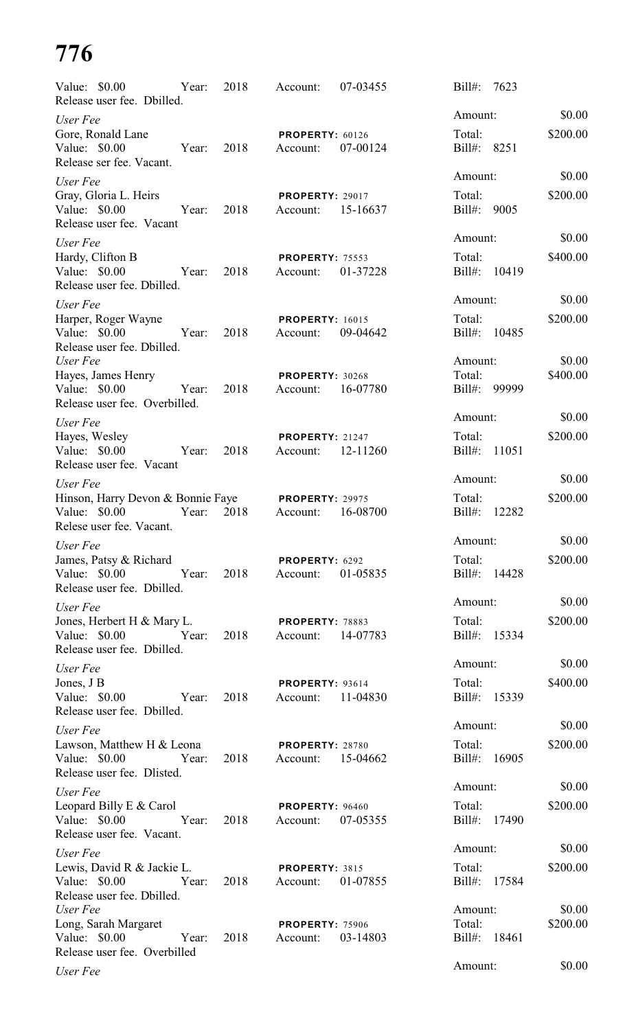Value: $0.00 Year: 2018 Account: 07-03455 Bill#: 7623
Release user fee. Dbilled.

*User Fee* Amount: $0.00
Gore, Ronald Lane **PROPERTY:** 60126 Total: $200.00
Value: $0.00 Year: 2018 Account: 07-00124 Bill#: 8251
Release ser fee. Vacant.

*User Fee* Amount: $0.00
Gray, Gloria L. Heirs **PROPERTY:** 29017 Total: $200.00
Value: $0.00 Year: 2018 Account: 15-16637 Bill#: 9005
Release user fee. Vacant

*User Fee* Amount: $0.00
Hardy, Clifton B **PROPERTY:** 75553 Total: $400.00
Value: $0.00 Year: 2018 Account: 01-37228 Bill#: 10419
Release user fee. Dbilled.

*User Fee* Amount: $0.00
Harper, Roger Wayne **PROPERTY:** 16015 Total: $200.00
Value: $0.00 Year: 2018 Account: 09-04642 Bill#: 10485
Release user fee. Dbilled.

*User Fee* Amount: $0.00
Hayes, James Henry **PROPERTY:** 30268 Total: $400.00
Value: $0.00 Year: 2018 Account: 16-07780 Bill#: 99999
Release user fee. Overbilled.

*User Fee* Amount: $0.00
Hayes, Wesley **PROPERTY:** 21247 Total: $200.00
Value: $0.00 Year: 2018 Account: 12-11260 Bill#: 11051
Release user fee. Vacant

*User Fee* Amount: $0.00
Hinson, Harry Devon & Bonnie Faye **PROPERTY:** 29975 Total: $200.00
Value: $0.00 Year: 2018 Account: 16-08700 Bill#: 12282
Relese user fee. Vacant.

*User Fee* Amount: $0.00
James, Patsy & Richard **PROPERTY:** 6292 Total: $200.00
Value: $0.00 Year: 2018 Account: 01-05835 Bill#: 14428
Release user fee. Dbilled.

*User Fee* Amount: $0.00
Jones, Herbert H & Mary L. **PROPERTY:** 78883 Total: $200.00
Value: $0.00 Year: 2018 Account: 14-07783 Bill#: 15334
Release user fee. Dbilled.

*User Fee* Amount: $0.00
Jones, J B **PROPERTY:** 93614 Total: $400.00
Value: $0.00 Year: 2018 Account: 11-04830 Bill#: 15339
Release user fee. Dbilled.

*User Fee* Amount: $0.00
Lawson, Matthew H & Leona **PROPERTY:** 28780 Total: $200.00
Value: $0.00 Year: 2018 Account: 15-04662 Bill#: 16905
Release user fee. Dlisted.

*User Fee* Amount: $0.00
Leopard Billy E & Carol **PROPERTY:** 96460 Total: $200.00
Value: $0.00 Year: 2018 Account: 07-05355 Bill#: 17490
Release user fee. Vacant.

*User Fee* Amount: $0.00
Lewis, David R & Jackie L. **PROPERTY:** 3815 Total: $200.00
Value: $0.00 Year: 2018 Account: 01-07855 Bill#: 17584
Release user fee. Dbilled.

*User Fee* Amount: $0.00
Long, Sarah Margaret **PROPERTY:** 75906 Total: $200.00
Value: $0.00 Year: 2018 Account: 03-14803 Bill#: 18461
Release user fee. Overbilled

*User Fee* Amount: $0.00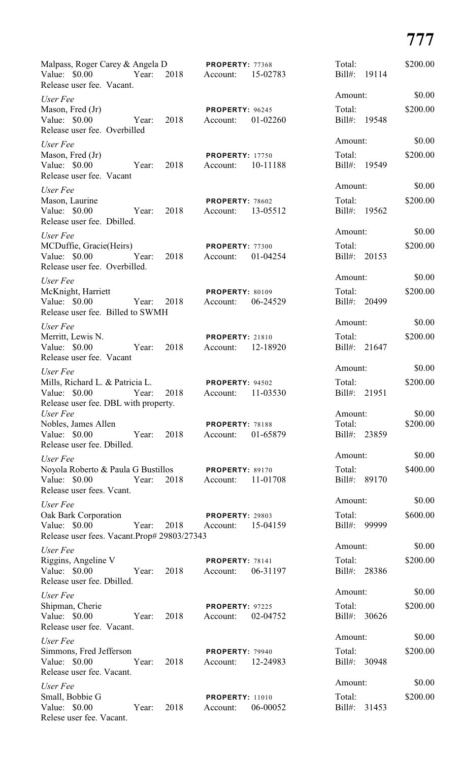Malpass, Roger Carey & Angela D **PROPERTY:** 77368 Total: $200.00
Value: $0.00 Year: 2018 Account: 15-02783 Bill#: 19114
Release user fee. Vacant.

Amount: $0.00

*User Fee*
Mason, Fred (Jr) **PROPERTY:** 96245 Total: $200.00
Value: $0.00 Year: 2018 Account: 01-02260 Bill#: 19548
Release user fee. Overbilled

Amount: $0.00

*User Fee*
Mason, Fred (Jr) **PROPERTY:** 17750 Total: $200.00
Value: $0.00 Year: 2018 Account: 10-11188 Bill#: 19549
Release user fee. Vacant

Amount: $0.00

*User Fee*
Mason, Laurine **PROPERTY:** 78602 Total: $200.00
Value: $0.00 Year: 2018 Account: 13-05512 Bill#: 19562
Release user fee. Dbilled.

Amount: $0.00

*User Fee*
MCDuffie, Gracie(Heirs) **PROPERTY:** 77300 Total: $200.00
Value: $0.00 Year: 2018 Account: 01-04254 Bill#: 20153
Release user fee. Overbilled.

Amount: $0.00

*User Fee*
McKnight, Harriett **PROPERTY:** 80109 Total: $200.00
Value: $0.00 Year: 2018 Account: 06-24529 Bill#: 20499
Release user fee. Billed to SWMH

Amount: $0.00

*User Fee*
Merritt, Lewis N. **PROPERTY:** 21810 Total: $200.00
Value: $0.00 Year: 2018 Account: 12-18920 Bill#: 21647
Release user fee. Vacant

Amount: $0.00

*User Fee*
Mills, Richard L. & Patricia L. **PROPERTY:** 94502 Total: $200.00
Value: $0.00 Year: 2018 Account: 11-03530 Bill#: 21951
Release user fee. DBL with property.

Amount: $0.00

*User Fee*
Nobles, James Allen **PROPERTY:** 78188 Total: $200.00
Value: $0.00 Year: 2018 Account: 01-65879 Bill#: 23859
Release user fee. Dbilled.

Amount: $0.00

*User Fee*
Noyola Roberto & Paula G Bustillos **PROPERTY:** 89170 Total: $400.00
Value: $0.00 Year: 2018 Account: 11-01708 Bill#: 89170
Release user fees. Vcant.

Amount: $0.00

*User Fee*
Oak Bark Corporation **PROPERTY:** 29803 Total: $600.00
Value: $0.00 Year: 2018 Account: 15-04159 Bill#: 99999
Release user fees. Vacant.Prop# 29803/27343

Amount: $0.00

*User Fee*
Riggins, Angeline V **PROPERTY:** 78141 Total: $200.00
Value: $0.00 Year: 2018 Account: 06-31197 Bill#: 28386
Release user fee. Dbilled.

Amount: $0.00

*User Fee*
Shipman, Cherie **PROPERTY:** 97225 Total: $200.00
Value: $0.00 Year: 2018 Account: 02-04752 Bill#: 30626
Release user fee. Vacant.

Amount: $0.00

*User Fee*
Simmons, Fred Jefferson **PROPERTY:** 79940 Total: $200.00
Value: $0.00 Year: 2018 Account: 12-24983 Bill#: 30948
Release user fee. Vacant.

Amount: $0.00

*User Fee*
Small, Bobbie G **PROPERTY:** 11010 Total: $200.00
Value: $0.00 Year: 2018 Account: 06-00052 Bill#: 31453
Relese user fee. Vacant.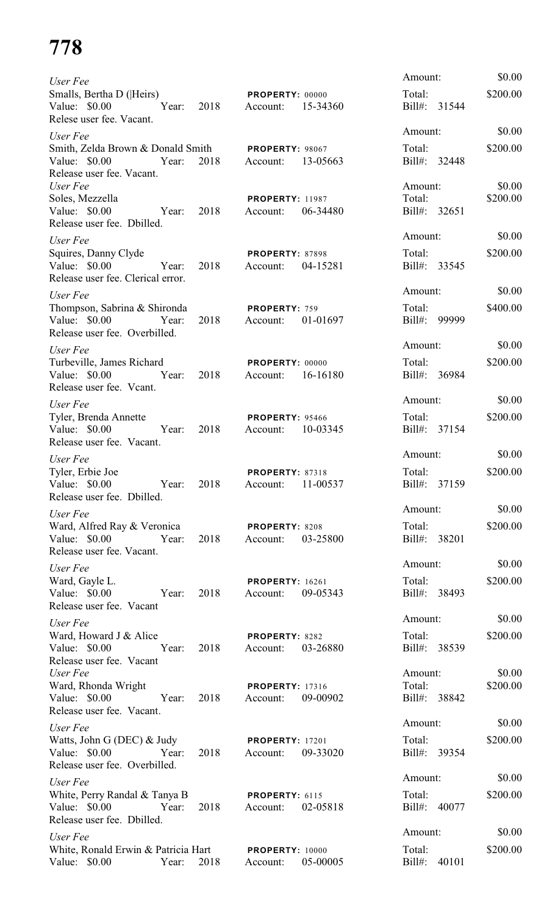# 778

*User Fee*
Smalls, Bertha D (|Heirs) — **PROPERTY:** 00000
Value: $0.00 Year: 2018 Account: 15-34360
Relese user fee. Vacant.
Amount: $0.00
Total: $200.00
Bill#: 31544

*User Fee*
Smith, Zelda Brown & Donald Smith — **PROPERTY:** 98067
Value: $0.00 Year: 2018 Account: 13-05663
Release user fee. Vacant.
Amount: $0.00
Total: $200.00
Bill#: 32448

*User Fee*
Soles, Mezzella — **PROPERTY:** 11987
Value: $0.00 Year: 2018 Account: 06-34480
Release user fee. Dbilled.
Amount: $0.00
Total: $200.00
Bill#: 32651

*User Fee*
Squires, Danny Clyde — **PROPERTY:** 87898
Value: $0.00 Year: 2018 Account: 04-15281
Release user fee. Clerical error.
Amount: $0.00
Total: $200.00
Bill#: 33545

*User Fee*
Thompson, Sabrina & Shironda — **PROPERTY:** 759
Value: $0.00 Year: 2018 Account: 01-01697
Release user fee. Overbilled.
Amount: $0.00
Total: $400.00
Bill#: 99999

*User Fee*
Turbeville, James Richard — **PROPERTY:** 00000
Value: $0.00 Year: 2018 Account: 16-16180
Release user fee. Vcant.
Amount: $0.00
Total: $200.00
Bill#: 36984

*User Fee*
Tyler, Brenda Annette — **PROPERTY:** 95466
Value: $0.00 Year: 2018 Account: 10-03345
Release user fee. Vacant.
Amount: $0.00
Total: $200.00
Bill#: 37154

*User Fee*
Tyler, Erbie Joe — **PROPERTY:** 87318
Value: $0.00 Year: 2018 Account: 11-00537
Release user fee. Dbilled.
Amount: $0.00
Total: $200.00
Bill#: 37159

*User Fee*
Ward, Alfred Ray & Veronica — **PROPERTY:** 8208
Value: $0.00 Year: 2018 Account: 03-25800
Release user fee. Vacant.
Amount: $0.00
Total: $200.00
Bill#: 38201

*User Fee*
Ward, Gayle L. — **PROPERTY:** 16261
Value: $0.00 Year: 2018 Account: 09-05343
Release user fee. Vacant
Amount: $0.00
Total: $200.00
Bill#: 38493

*User Fee*
Ward, Howard J & Alice — **PROPERTY:** 8282
Value: $0.00 Year: 2018 Account: 03-26880
Release user fee. Vacant
Amount: $0.00
Total: $200.00
Bill#: 38539

*User Fee*
Ward, Rhonda Wright — **PROPERTY:** 17316
Value: $0.00 Year: 2018 Account: 09-00902
Release user fee. Vacant.
Amount: $0.00
Total: $200.00
Bill#: 38842

*User Fee*
Watts, John G (DEC) & Judy — **PROPERTY:** 17201
Value: $0.00 Year: 2018 Account: 09-33020
Release user fee. Overbilled.
Amount: $0.00
Total: $200.00
Bill#: 39354

*User Fee*
White, Perry Randal & Tanya B — **PROPERTY:** 6115
Value: $0.00 Year: 2018 Account: 02-05818
Release user fee. Dbilled.
Amount: $0.00
Total: $200.00
Bill#: 40077

*User Fee*
White, Ronald Erwin & Patricia Hart — **PROPERTY:** 10000
Value: $0.00 Year: 2018 Account: 05-00005
Amount: $0.00
Total: $200.00
Bill#: 40101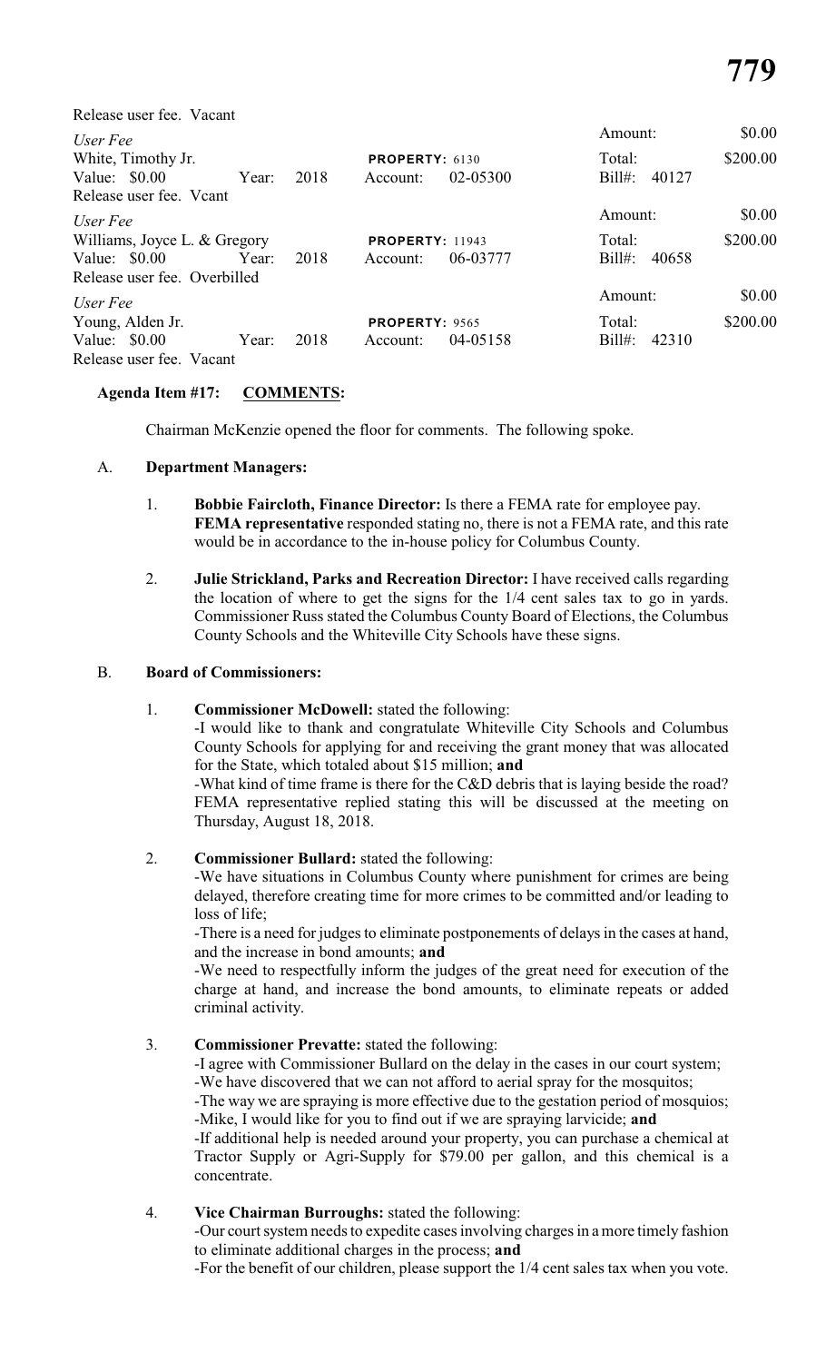Release user fee. Vacant

| | | | | | | | |
|---|---|---|---|---|---|---|---|
| *User Fee* | | | | | | Amount: | $0.00 |
| White, Timothy Jr. | | | **PROPERTY:** 6130 | | | Total: | $200.00 |
| Value: $0.00 | Year: | 2018 | Account: | 02-05300 | | Bill#: 40127 | |
| Release user fee. Vcant | | | | | | | |
| *User Fee* | | | | | | Amount: | $0.00 |
| Williams, Joyce L. & Gregory | | | **PROPERTY:** 11943 | | | Total: | $200.00 |
| Value: $0.00 | Year: | 2018 | Account: | 06-03777 | | Bill#: 40658 | |
| Release user fee. Overbilled | | | | | | | |
| *User Fee* | | | | | | Amount: | $0.00 |
| Young, Alden Jr. | | | **PROPERTY:** 9565 | | | Total: | $200.00 |
| Value: $0.00 | Year: | 2018 | Account: | 04-05158 | | Bill#: 42310 | |
| Release user fee. Vacant | | | | | | | |

**Agenda Item #17: COMMENTS:**

Chairman McKenzie opened the floor for comments. The following spoke.

A. **Department Managers:**

1. **Bobbie Faircloth, Finance Director:** Is there a FEMA rate for employee pay. **FEMA representative** responded stating no, there is not a FEMA rate, and this rate would be in accordance to the in-house policy for Columbus County.

2. **Julie Strickland, Parks and Recreation Director:** I have received calls regarding the location of where to get the signs for the 1/4 cent sales tax to go in yards. Commissioner Russ stated the Columbus County Board of Elections, the Columbus County Schools and the Whiteville City Schools have these signs.

B. **Board of Commissioners:**

1. **Commissioner McDowell:** stated the following:
   -I would like to thank and congratulate Whiteville City Schools and Columbus County Schools for applying for and receiving the grant money that was allocated for the State, which totaled about $15 million; **and**
   -What kind of time frame is there for the C&D debris that is laying beside the road? FEMA representative replied stating this will be discussed at the meeting on Thursday, August 18, 2018.

2. **Commissioner Bullard:** stated the following:
   -We have situations in Columbus County where punishment for crimes are being delayed, therefore creating time for more crimes to be committed and/or leading to loss of life;
   -There is a need for judges to eliminate postponements of delays in the cases at hand, and the increase in bond amounts; **and**
   -We need to respectfully inform the judges of the great need for execution of the charge at hand, and increase the bond amounts, to eliminate repeats or added criminal activity.

3. **Commissioner Prevatte:** stated the following:
   -I agree with Commissioner Bullard on the delay in the cases in our court system;
   -We have discovered that we can not afford to aerial spray for the mosquitos;
   -The way we are spraying is more effective due to the gestation period of mosquios;
   -Mike, I would like for you to find out if we are spraying larvicide; **and**
   -If additional help is needed around your property, you can purchase a chemical at Tractor Supply or Agri-Supply for $79.00 per gallon, and this chemical is a concentrate.

4. **Vice Chairman Burroughs:** stated the following:
   -Our court system needs to expedite cases involving charges in a more timely fashion to eliminate additional charges in the process; **and**
   -For the benefit of our children, please support the 1/4 cent sales tax when you vote.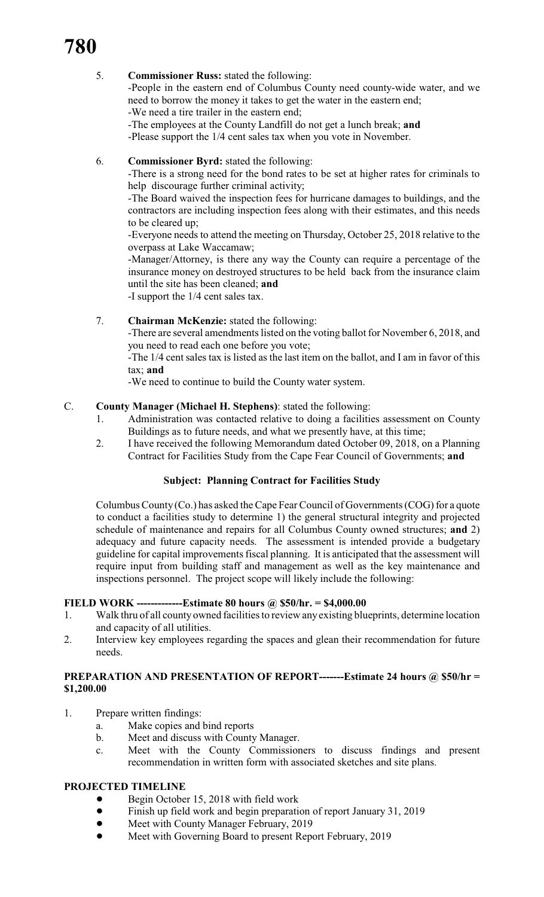5. **Commissioner Russ:** stated the following:
   - People in the eastern end of Columbus County need county-wide water, and we need to borrow the money it takes to get the water in the eastern end;
   - We need a tire trailer in the eastern end;
   - The employees at the County Landfill do not get a lunch break; **and**
   - Please support the 1/4 cent sales tax when you vote in November.

6. **Commissioner Byrd:** stated the following:
   - There is a strong need for the bond rates to be set at higher rates for criminals to help discourage further criminal activity;
   - The Board waived the inspection fees for hurricane damages to buildings, and the contractors are including inspection fees along with their estimates, and this needs to be cleared up;
   - Everyone needs to attend the meeting on Thursday, October 25, 2018 relative to the overpass at Lake Waccamaw;
   - Manager/Attorney, is there any way the County can require a percentage of the insurance money on destroyed structures to be held back from the insurance claim until the site has been cleaned; **and**
   - I support the 1/4 cent sales tax.

7. **Chairman McKenzie:** stated the following:
   - There are several amendments listed on the voting ballot for November 6, 2018, and you need to read each one before you vote;
   - The 1/4 cent sales tax is listed as the last item on the ballot, and I am in favor of this tax; **and**
   - We need to continue to build the County water system.

C. **County Manager (Michael H. Stephens)**: stated the following:
   1. Administration was contacted relative to doing a facilities assessment on County Buildings as to future needs, and what we presently have, at this time;
   2. I have received the following Memorandum dated October 09, 2018, on a Planning Contract for Facilities Study from the Cape Fear Council of Governments; **and**

**Subject: Planning Contract for Facilities Study**

Columbus County (Co.) has asked the Cape Fear Council of Governments (COG) for a quote to conduct a facilities study to determine 1) the general structural integrity and projected schedule of maintenance and repairs for all Columbus County owned structures; **and** 2) adequacy and future capacity needs. The assessment is intended provide a budgetary guideline for capital improvements fiscal planning. It is anticipated that the assessment will require input from building staff and management as well as the key maintenance and inspections personnel. The project scope will likely include the following:

**FIELD WORK -------------Estimate 80 hours @ $50/hr. = $4,000.00**

1. Walk thru of all county owned facilities to review any existing blueprints, determine location and capacity of all utilities.
2. Interview key employees regarding the spaces and glean their recommendation for future needs.

**PREPARATION AND PRESENTATION OF REPORT-------Estimate 24 hours @ $50/hr = $1,200.00**

1. Prepare written findings:
   a. Make copies and bind reports
   b. Meet and discuss with County Manager.
   c. Meet with the County Commissioners to discuss findings and present recommendation in written form with associated sketches and site plans.

**PROJECTED TIMELINE**

- Begin October 15, 2018 with field work
- Finish up field work and begin preparation of report January 31, 2019
- Meet with County Manager February, 2019
- Meet with Governing Board to present Report February, 2019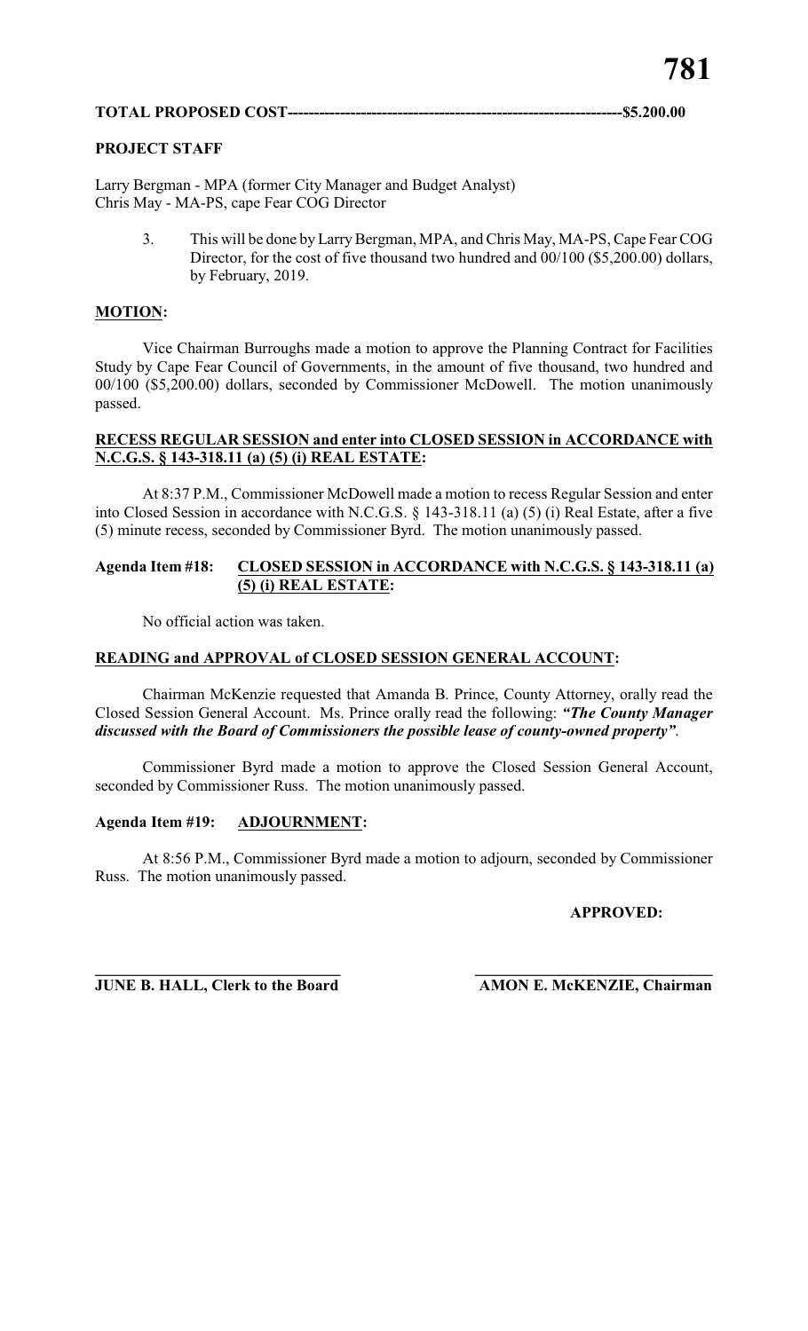**TOTAL PROPOSED COST---------------------------------------------------------------$5.200.00**

**PROJECT STAFF**

Larry Bergman - MPA (former City Manager and Budget Analyst)
Chris May - MA-PS, cape Fear COG Director

3. This will be done by Larry Bergman, MPA, and Chris May, MA-PS, Cape Fear COG Director, for the cost of five thousand two hundred and 00/100 ($5,200.00) dollars, by February, 2019.

**MOTION:**

Vice Chairman Burroughs made a motion to approve the Planning Contract for Facilities Study by Cape Fear Council of Governments, in the amount of five thousand, two hundred and 00/100 ($5,200.00) dollars, seconded by Commissioner McDowell. The motion unanimously passed.

**RECESS REGULAR SESSION and enter into CLOSED SESSION in ACCORDANCE with N.C.G.S. § 143-318.11 (a) (5) (i) REAL ESTATE:**

At 8:37 P.M., Commissioner McDowell made a motion to recess Regular Session and enter into Closed Session in accordance with N.C.G.S. § 143-318.11 (a) (5) (i) Real Estate, after a five (5) minute recess, seconded by Commissioner Byrd. The motion unanimously passed.

**Agenda Item #18: CLOSED SESSION in ACCORDANCE with N.C.G.S. § 143-318.11 (a) (5) (i) REAL ESTATE:**

No official action was taken.

**READING and APPROVAL of CLOSED SESSION GENERAL ACCOUNT:**

Chairman McKenzie requested that Amanda B. Prince, County Attorney, orally read the Closed Session General Account. Ms. Prince orally read the following: ***"The County Manager discussed with the Board of Commissioners the possible lease of county-owned property"***.

Commissioner Byrd made a motion to approve the Closed Session General Account, seconded by Commissioner Russ. The motion unanimously passed.

**Agenda Item #19: ADJOURNMENT:**

At 8:56 P.M., Commissioner Byrd made a motion to adjourn, seconded by Commissioner Russ. The motion unanimously passed.

**APPROVED:**

_______________________________ _______________________________
**JUNE B. HALL, Clerk to the Board** **AMON E. McKENZIE, Chairman**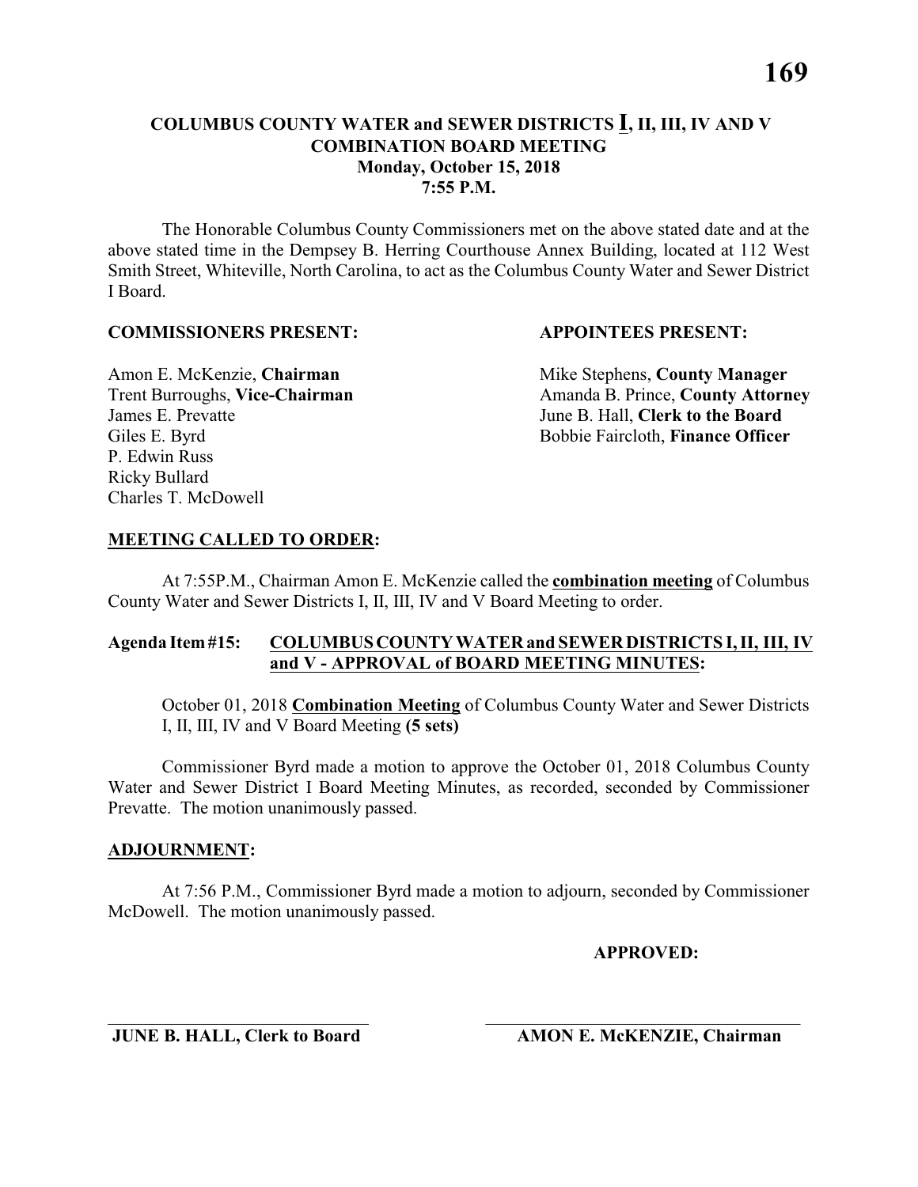## COLUMBUS COUNTY WATER and SEWER DISTRICTS I, II, III, IV AND V COMBINATION BOARD MEETING
### Monday, October 15, 2018
### 7:55 P.M.

The Honorable Columbus County Commissioners met on the above stated date and at the above stated time in the Dempsey B. Herring Courthouse Annex Building, located at 112 West Smith Street, Whiteville, North Carolina, to act as the Columbus County Water and Sewer District I Board.

**COMMISSIONERS PRESENT:**

Amon E. McKenzie, **Chairman**
Trent Burroughs, **Vice-Chairman**
James E. Prevatte
Giles E. Byrd
P. Edwin Russ
Ricky Bullard
Charles T. McDowell

**APPOINTEES PRESENT:**

Mike Stephens, **County Manager**
Amanda B. Prince, **County Attorney**
June B. Hall, **Clerk to the Board**
Bobbie Faircloth, **Finance Officer**

**MEETING CALLED TO ORDER:**

At 7:55P.M., Chairman Amon E. McKenzie called the **combination meeting** of Columbus County Water and Sewer Districts I, II, III, IV and V Board Meeting to order.

**Agenda Item #15: COLUMBUS COUNTY WATER and SEWER DISTRICTS I, II, III, IV and V - APPROVAL of BOARD MEETING MINUTES:**

October 01, 2018 **Combination Meeting** of Columbus County Water and Sewer Districts I, II, III, IV and V Board Meeting **(5 sets)**

Commissioner Byrd made a motion to approve the October 01, 2018 Columbus County Water and Sewer District I Board Meeting Minutes, as recorded, seconded by Commissioner Prevatte. The motion unanimously passed.

**ADJOURNMENT:**

At 7:56 P.M., Commissioner Byrd made a motion to adjourn, seconded by Commissioner McDowell. The motion unanimously passed.

**APPROVED:**

\_\_\_\_\_\_\_\_\_\_\_\_\_\_\_\_\_\_\_\_\_\_\_\_\_\_\_\_\_\_
**JUNE B. HALL, Clerk to Board**

\_\_\_\_\_\_\_\_\_\_\_\_\_\_\_\_\_\_\_\_\_\_\_\_\_\_\_\_\_\_
**AMON E. McKENZIE, Chairman**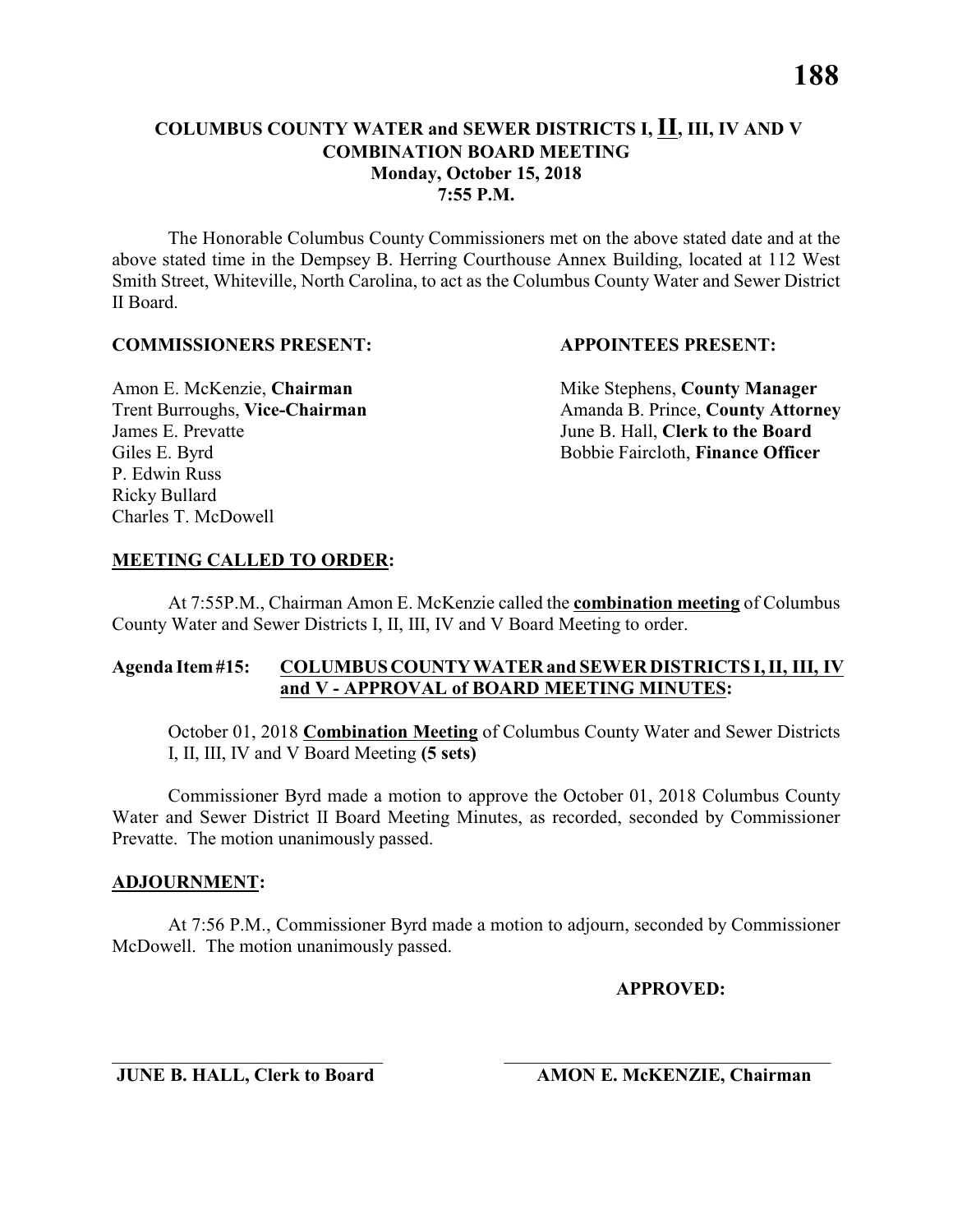# COLUMBUS COUNTY WATER and SEWER DISTRICTS I, **II**, III, IV AND V
## COMBINATION BOARD MEETING
### Monday, October 15, 2018
### 7:55 P.M.

The Honorable Columbus County Commissioners met on the above stated date and at the above stated time in the Dempsey B. Herring Courthouse Annex Building, located at 112 West Smith Street, Whiteville, North Carolina, to act as the Columbus County Water and Sewer District II Board.

**COMMISSIONERS PRESENT:**

Amon E. McKenzie, **Chairman**
Trent Burroughs, **Vice-Chairman**
James E. Prevatte
Giles E. Byrd
P. Edwin Russ
Ricky Bullard
Charles T. McDowell

**APPOINTEES PRESENT:**

Mike Stephens, **County Manager**
Amanda B. Prince, **County Attorney**
June B. Hall, **Clerk to the Board**
Bobbie Faircloth, **Finance Officer**

**MEETING CALLED TO ORDER:**

At 7:55P.M., Chairman Amon E. McKenzie called the **combination meeting** of Columbus County Water and Sewer Districts I, II, III, IV and V Board Meeting to order.

**Agenda Item #15: COLUMBUS COUNTY WATER and SEWER DISTRICTS I, II, III, IV and V - APPROVAL of BOARD MEETING MINUTES:**

October 01, 2018 **Combination Meeting** of Columbus County Water and Sewer Districts I, II, III, IV and V Board Meeting **(5 sets)**

Commissioner Byrd made a motion to approve the October 01, 2018 Columbus County Water and Sewer District II Board Meeting Minutes, as recorded, seconded by Commissioner Prevatte. The motion unanimously passed.

**ADJOURNMENT:**

At 7:56 P.M., Commissioner Byrd made a motion to adjourn, seconded by Commissioner McDowell. The motion unanimously passed.

**APPROVED:**

\_\_\_\_\_\_\_\_\_\_\_\_\_\_\_\_\_\_\_\_\_\_\_\_\_\_\_\_
**JUNE B. HALL, Clerk to Board**

\_\_\_\_\_\_\_\_\_\_\_\_\_\_\_\_\_\_\_\_\_\_\_\_\_\_\_\_
**AMON E. McKENZIE, Chairman**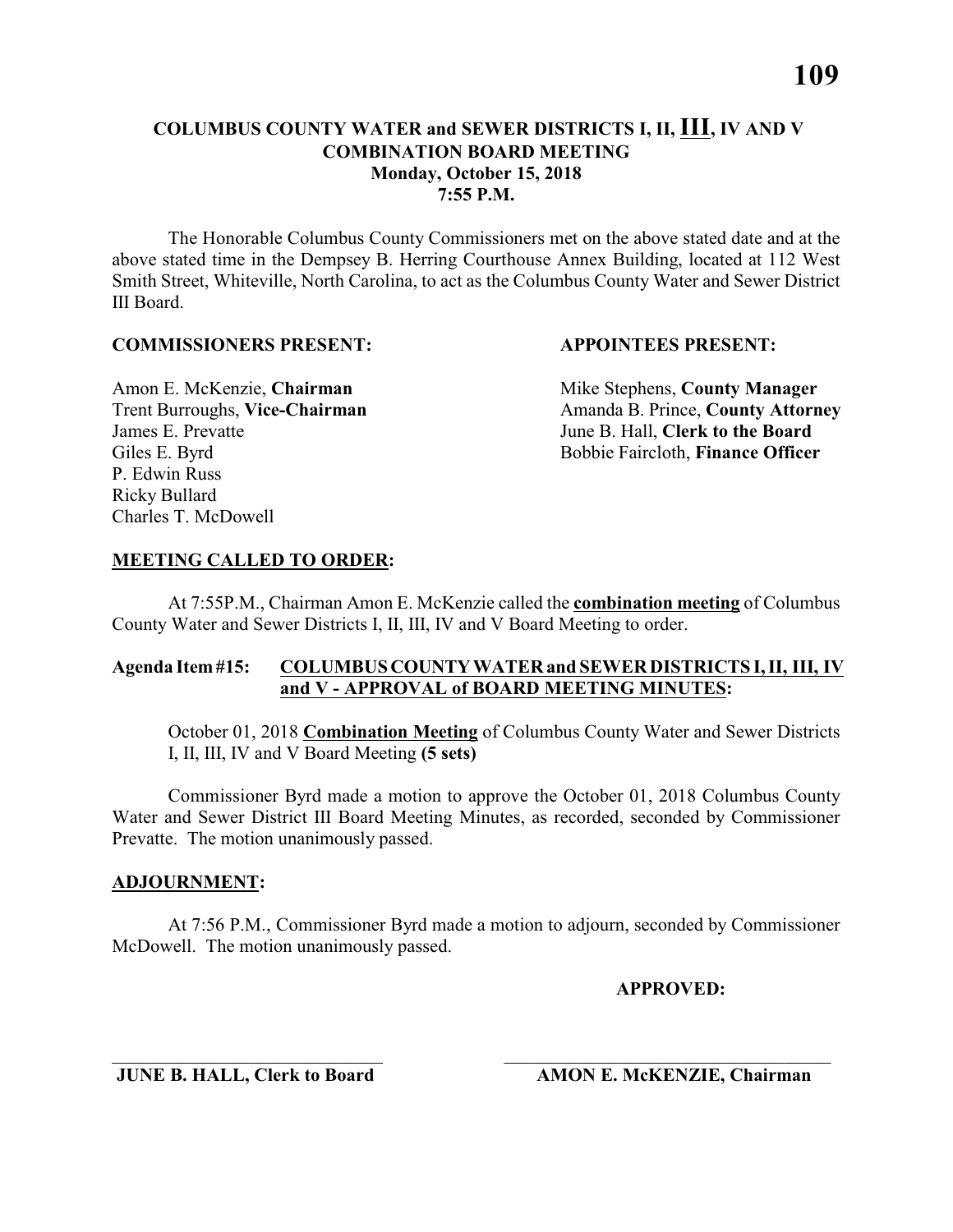**COLUMBUS COUNTY WATER and SEWER DISTRICTS I, II, III, IV AND V**
**COMBINATION BOARD MEETING**
**Monday, October 15, 2018**
**7:55 P.M.**

The Honorable Columbus County Commissioners met on the above stated date and at the above stated time in the Dempsey B. Herring Courthouse Annex Building, located at 112 West Smith Street, Whiteville, North Carolina, to act as the Columbus County Water and Sewer District III Board.

**COMMISSIONERS PRESENT:**

Amon E. McKenzie, **Chairman**
Trent Burroughs, **Vice-Chairman**
James E. Prevatte
Giles E. Byrd
P. Edwin Russ
Ricky Bullard
Charles T. McDowell

**APPOINTEES PRESENT:**

Mike Stephens, **County Manager**
Amanda B. Prince, **County Attorney**
June B. Hall, **Clerk to the Board**
Bobbie Faircloth, **Finance Officer**

**MEETING CALLED TO ORDER:**

At 7:55P.M., Chairman Amon E. McKenzie called the **combination meeting** of Columbus County Water and Sewer Districts I, II, III, IV and V Board Meeting to order.

**Agenda Item #15: COLUMBUS COUNTY WATER and SEWER DISTRICTS I, II, III, IV and V - APPROVAL of BOARD MEETING MINUTES:**

October 01, 2018 **Combination Meeting** of Columbus County Water and Sewer Districts I, II, III, IV and V Board Meeting **(5 sets)**

Commissioner Byrd made a motion to approve the October 01, 2018 Columbus County Water and Sewer District III Board Meeting Minutes, as recorded, seconded by Commissioner Prevatte. The motion unanimously passed.

**ADJOURNMENT:**

At 7:56 P.M., Commissioner Byrd made a motion to adjourn, seconded by Commissioner McDowell. The motion unanimously passed.

**APPROVED:**

______________________________ ______________________________
**JUNE B. HALL, Clerk to Board** **AMON E. McKENZIE, Chairman**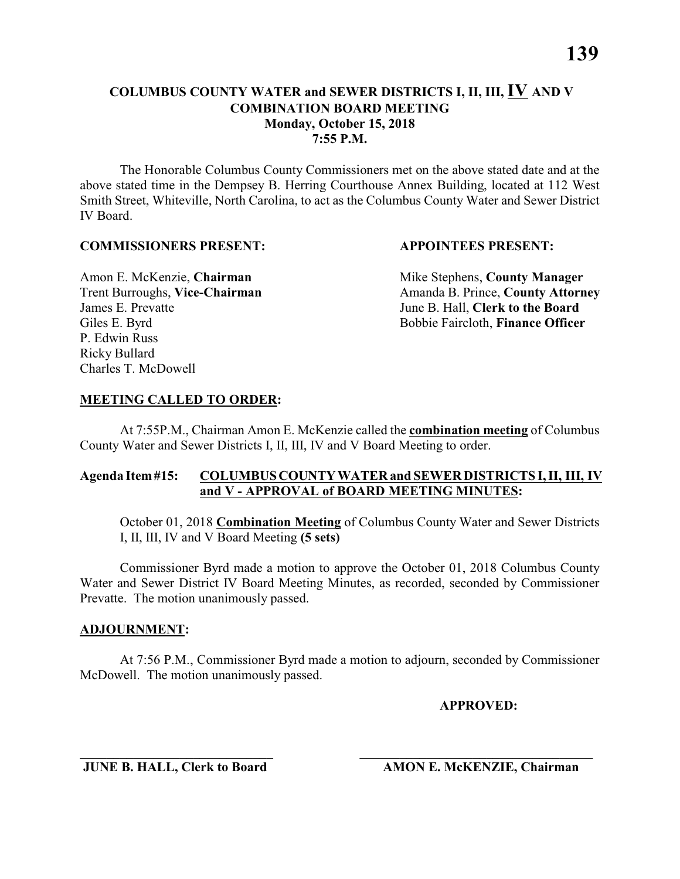# COLUMBUS COUNTY WATER and SEWER DISTRICTS I, II, III, IV AND V COMBINATION BOARD MEETING
## Monday, October 15, 2018
## 7:55 P.M.

The Honorable Columbus County Commissioners met on the above stated date and at the above stated time in the Dempsey B. Herring Courthouse Annex Building, located at 112 West Smith Street, Whiteville, North Carolina, to act as the Columbus County Water and Sewer District IV Board.

**COMMISSIONERS PRESENT:**

Amon E. McKenzie, **Chairman**
Trent Burroughs, **Vice-Chairman**
James E. Prevatte
Giles E. Byrd
P. Edwin Russ
Ricky Bullard
Charles T. McDowell

**APPOINTEES PRESENT:**

Mike Stephens, **County Manager**
Amanda B. Prince, **County Attorney**
June B. Hall, **Clerk to the Board**
Bobbie Faircloth, **Finance Officer**

**MEETING CALLED TO ORDER:**

At 7:55P.M., Chairman Amon E. McKenzie called the **combination meeting** of Columbus County Water and Sewer Districts I, II, III, IV and V Board Meeting to order.

**Agenda Item #15: COLUMBUS COUNTY WATER and SEWER DISTRICTS I, II, III, IV and V - APPROVAL of BOARD MEETING MINUTES:**

October 01, 2018 **Combination Meeting** of Columbus County Water and Sewer Districts I, II, III, IV and V Board Meeting **(5 sets)**

Commissioner Byrd made a motion to approve the October 01, 2018 Columbus County Water and Sewer District IV Board Meeting Minutes, as recorded, seconded by Commissioner Prevatte. The motion unanimously passed.

**ADJOURNMENT:**

At 7:56 P.M., Commissioner Byrd made a motion to adjourn, seconded by Commissioner McDowell. The motion unanimously passed.

**APPROVED:**

\_\_\_\_\_\_\_\_\_\_\_\_\_\_\_\_\_\_\_\_\_\_\_\_\_\_\_\_
**JUNE B. HALL, Clerk to Board**

\_\_\_\_\_\_\_\_\_\_\_\_\_\_\_\_\_\_\_\_\_\_\_\_\_\_\_\_
**AMON E. McKENZIE, Chairman**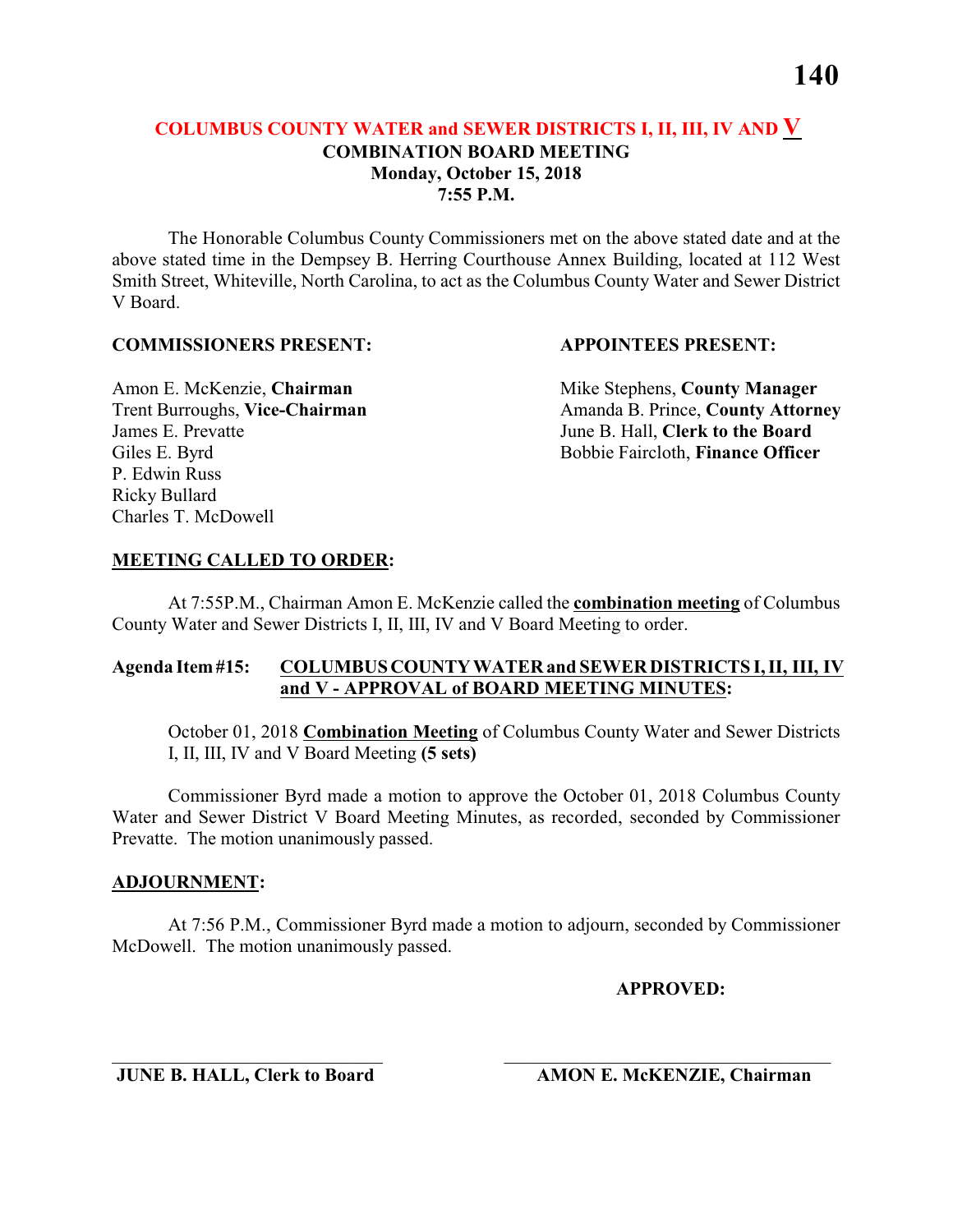## COLUMBUS COUNTY WATER and SEWER DISTRICTS I, II, III, IV AND V
## COMBINATION BOARD MEETING
**Monday, October 15, 2018**
**7:55 P.M.**

The Honorable Columbus County Commissioners met on the above stated date and at the above stated time in the Dempsey B. Herring Courthouse Annex Building, located at 112 West Smith Street, Whiteville, North Carolina, to act as the Columbus County Water and Sewer District V Board.

**COMMISSIONERS PRESENT:**

Amon E. McKenzie, **Chairman**
Trent Burroughs, **Vice-Chairman**
James E. Prevatte
Giles E. Byrd
P. Edwin Russ
Ricky Bullard
Charles T. McDowell

**APPOINTEES PRESENT:**

Mike Stephens, **County Manager**
Amanda B. Prince, **County Attorney**
June B. Hall, **Clerk to the Board**
Bobbie Faircloth, **Finance Officer**

**MEETING CALLED TO ORDER:**

At 7:55P.M., Chairman Amon E. McKenzie called the **combination meeting** of Columbus County Water and Sewer Districts I, II, III, IV and V Board Meeting to order.

**Agenda Item #15: COLUMBUS COUNTY WATER and SEWER DISTRICTS I, II, III, IV and V - APPROVAL of BOARD MEETING MINUTES:**

October 01, 2018 **Combination Meeting** of Columbus County Water and Sewer Districts I, II, III, IV and V Board Meeting **(5 sets)**

Commissioner Byrd made a motion to approve the October 01, 2018 Columbus County Water and Sewer District V Board Meeting Minutes, as recorded, seconded by Commissioner Prevatte. The motion unanimously passed.

**ADJOURNMENT:**

At 7:56 P.M., Commissioner Byrd made a motion to adjourn, seconded by Commissioner McDowell. The motion unanimously passed.

**APPROVED:**

\_\_\_\_\_\_\_\_\_\_\_\_\_\_\_\_\_\_\_\_\_\_\_\_\_\_\_\_
**JUNE B. HALL, Clerk to Board**

\_\_\_\_\_\_\_\_\_\_\_\_\_\_\_\_\_\_\_\_\_\_\_\_\_\_\_\_
**AMON E. McKENZIE, Chairman**